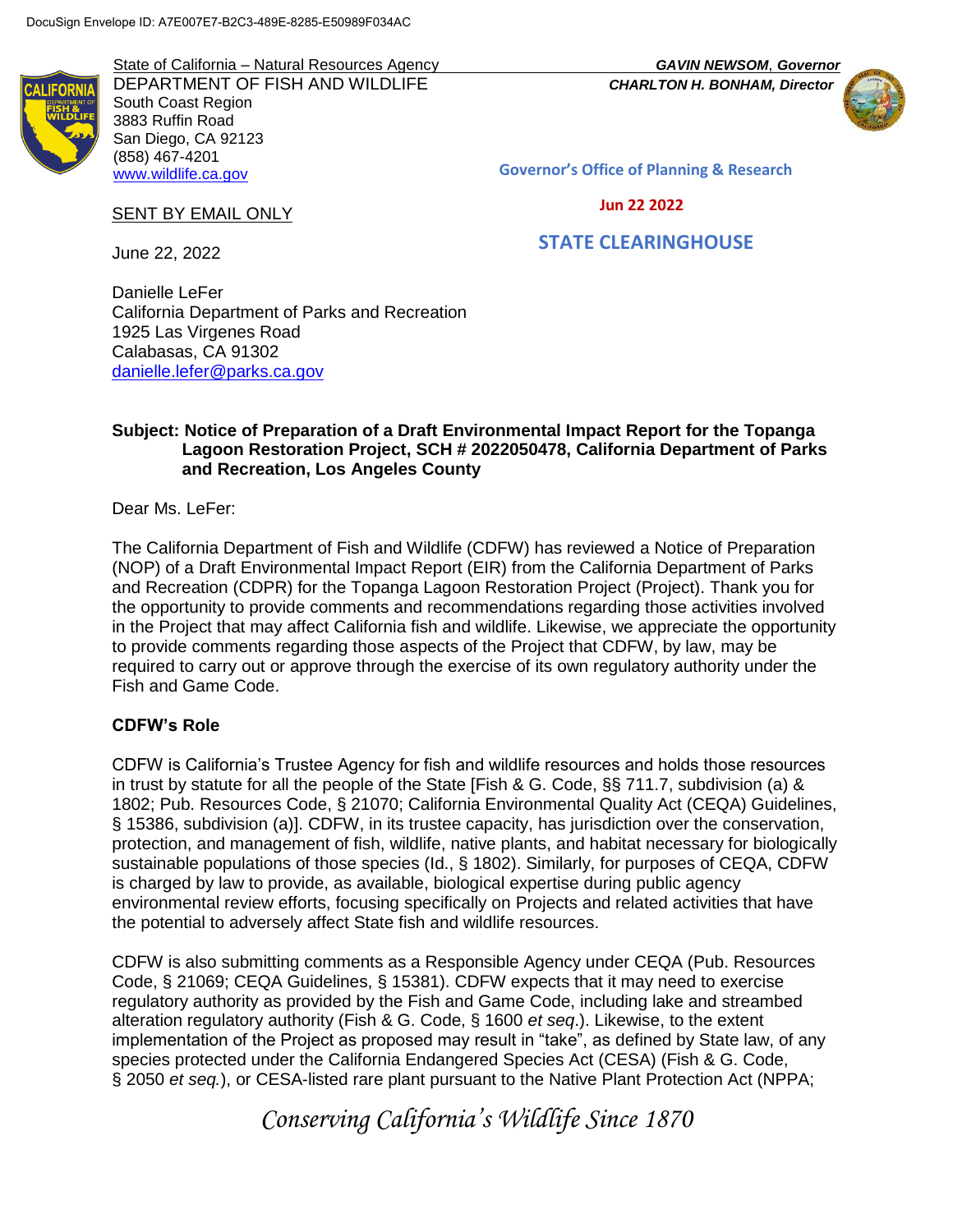DocuSign Envelope ID: A7E007E7-B2C3-489E-8285-E50989F034AC

State of California – Natural Resources Agency
DEPARTMENT OF FISH AND WILDLIFE
South Coast Region
3883 Ruffin Road
San Diego, CA 92123
(858) 467-4201
www.wildlife.ca.gov

***GAVIN NEWSOM*, *Governor***
***CHARLTON H. BONHAM, Director***

Governor's Office of Planning & Research

**Jun 22 2022**

**STATE CLEARINGHOUSE**

SENT BY EMAIL ONLY

June 22, 2022

Danielle LeFer
California Department of Parks and Recreation
1925 Las Virgenes Road
Calabasas, CA 91302
danielle.lefer@parks.ca.gov

**Subject: Notice of Preparation of a Draft Environmental Impact Report for the Topanga Lagoon Restoration Project, SCH # 2022050478, California Department of Parks and Recreation, Los Angeles County**

Dear Ms. LeFer:

The California Department of Fish and Wildlife (CDFW) has reviewed a Notice of Preparation (NOP) of a Draft Environmental Impact Report (EIR) from the California Department of Parks and Recreation (CDPR) for the Topanga Lagoon Restoration Project (Project). Thank you for the opportunity to provide comments and recommendations regarding those activities involved in the Project that may affect California fish and wildlife. Likewise, we appreciate the opportunity to provide comments regarding those aspects of the Project that CDFW, by law, may be required to carry out or approve through the exercise of its own regulatory authority under the Fish and Game Code.

## CDFW's Role

CDFW is California's Trustee Agency for fish and wildlife resources and holds those resources in trust by statute for all the people of the State [Fish & G. Code, §§ 711.7, subdivision (a) & 1802; Pub. Resources Code, § 21070; California Environmental Quality Act (CEQA) Guidelines, § 15386, subdivision (a)]. CDFW, in its trustee capacity, has jurisdiction over the conservation, protection, and management of fish, wildlife, native plants, and habitat necessary for biologically sustainable populations of those species (Id., § 1802). Similarly, for purposes of CEQA, CDFW is charged by law to provide, as available, biological expertise during public agency environmental review efforts, focusing specifically on Projects and related activities that have the potential to adversely affect State fish and wildlife resources.

CDFW is also submitting comments as a Responsible Agency under CEQA (Pub. Resources Code, § 21069; CEQA Guidelines, § 15381). CDFW expects that it may need to exercise regulatory authority as provided by the Fish and Game Code, including lake and streambed alteration regulatory authority (Fish & G. Code, § 1600 *et seq*.). Likewise, to the extent implementation of the Project as proposed may result in "take", as defined by State law, of any species protected under the California Endangered Species Act (CESA) (Fish & G. Code, § 2050 *et seq.*), or CESA-listed rare plant pursuant to the Native Plant Protection Act (NPPA;

*Conserving California's Wildlife Since 1870*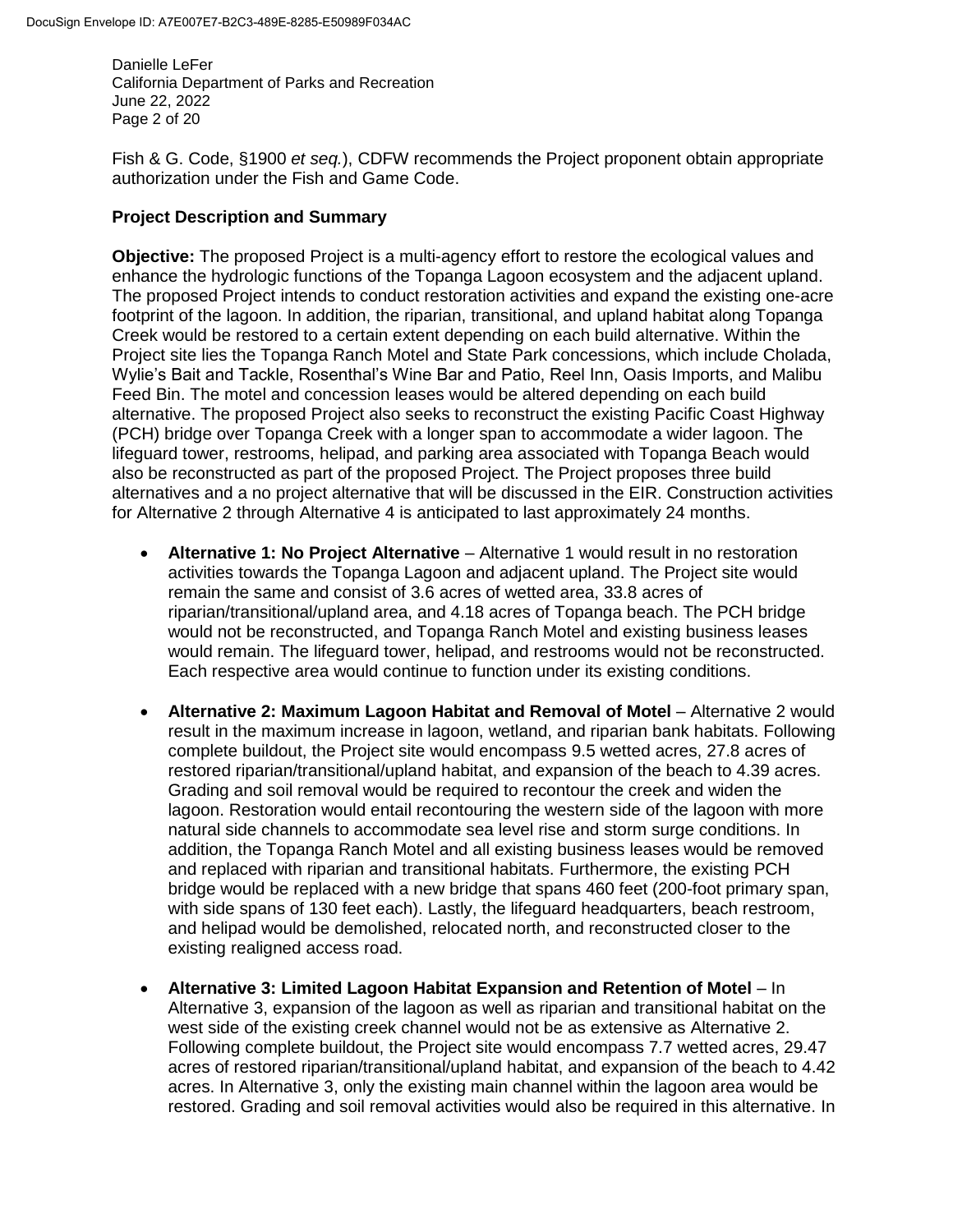Fish & G. Code, §1900 *et seq.*), CDFW recommends the Project proponent obtain appropriate authorization under the Fish and Game Code.

**Project Description and Summary**

**Objective:** The proposed Project is a multi-agency effort to restore the ecological values and enhance the hydrologic functions of the Topanga Lagoon ecosystem and the adjacent upland. The proposed Project intends to conduct restoration activities and expand the existing one-acre footprint of the lagoon. In addition, the riparian, transitional, and upland habitat along Topanga Creek would be restored to a certain extent depending on each build alternative. Within the Project site lies the Topanga Ranch Motel and State Park concessions, which include Cholada, Wylie's Bait and Tackle, Rosenthal's Wine Bar and Patio, Reel Inn, Oasis Imports, and Malibu Feed Bin. The motel and concession leases would be altered depending on each build alternative. The proposed Project also seeks to reconstruct the existing Pacific Coast Highway (PCH) bridge over Topanga Creek with a longer span to accommodate a wider lagoon. The lifeguard tower, restrooms, helipad, and parking area associated with Topanga Beach would also be reconstructed as part of the proposed Project. The Project proposes three build alternatives and a no project alternative that will be discussed in the EIR. Construction activities for Alternative 2 through Alternative 4 is anticipated to last approximately 24 months.

- **Alternative 1: No Project Alternative** – Alternative 1 would result in no restoration activities towards the Topanga Lagoon and adjacent upland. The Project site would remain the same and consist of 3.6 acres of wetted area, 33.8 acres of riparian/transitional/upland area, and 4.18 acres of Topanga beach. The PCH bridge would not be reconstructed, and Topanga Ranch Motel and existing business leases would remain. The lifeguard tower, helipad, and restrooms would not be reconstructed. Each respective area would continue to function under its existing conditions.

- **Alternative 2: Maximum Lagoon Habitat and Removal of Motel** – Alternative 2 would result in the maximum increase in lagoon, wetland, and riparian bank habitats. Following complete buildout, the Project site would encompass 9.5 wetted acres, 27.8 acres of restored riparian/transitional/upland habitat, and expansion of the beach to 4.39 acres. Grading and soil removal would be required to recontour the creek and widen the lagoon. Restoration would entail recontouring the western side of the lagoon with more natural side channels to accommodate sea level rise and storm surge conditions. In addition, the Topanga Ranch Motel and all existing business leases would be removed and replaced with riparian and transitional habitats. Furthermore, the existing PCH bridge would be replaced with a new bridge that spans 460 feet (200-foot primary span, with side spans of 130 feet each). Lastly, the lifeguard headquarters, beach restroom, and helipad would be demolished, relocated north, and reconstructed closer to the existing realigned access road.

- **Alternative 3: Limited Lagoon Habitat Expansion and Retention of Motel** – In Alternative 3, expansion of the lagoon as well as riparian and transitional habitat on the west side of the existing creek channel would not be as extensive as Alternative 2. Following complete buildout, the Project site would encompass 7.7 wetted acres, 29.47 acres of restored riparian/transitional/upland habitat, and expansion of the beach to 4.42 acres. In Alternative 3, only the existing main channel within the lagoon area would be restored. Grading and soil removal activities would also be required in this alternative. In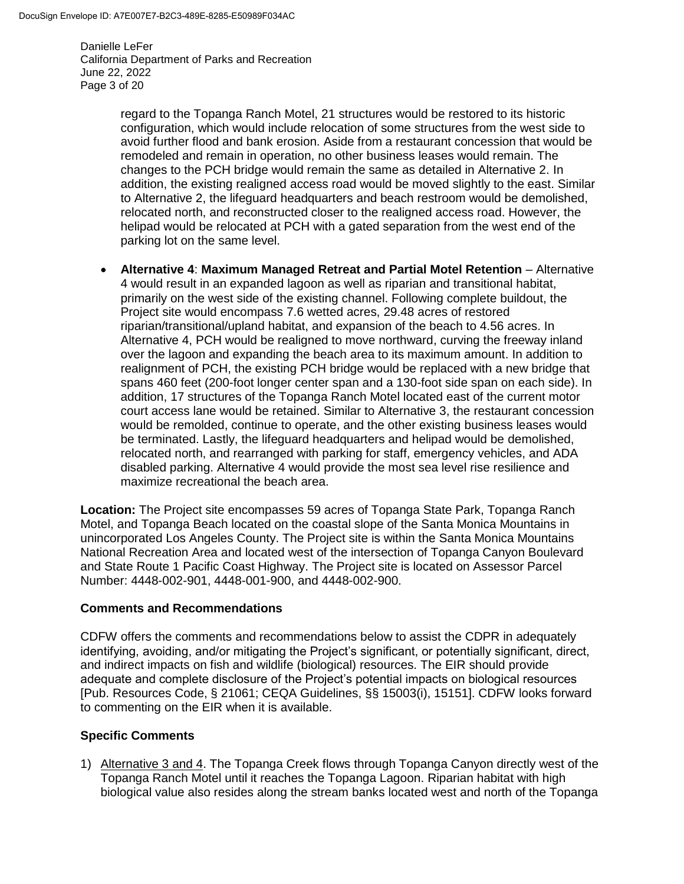regard to the Topanga Ranch Motel, 21 structures would be restored to its historic configuration, which would include relocation of some structures from the west side to avoid further flood and bank erosion. Aside from a restaurant concession that would be remodeled and remain in operation, no other business leases would remain. The changes to the PCH bridge would remain the same as detailed in Alternative 2. In addition, the existing realigned access road would be moved slightly to the east. Similar to Alternative 2, the lifeguard headquarters and beach restroom would be demolished, relocated north, and reconstructed closer to the realigned access road. However, the helipad would be relocated at PCH with a gated separation from the west end of the parking lot on the same level.

- **Alternative 4**: **Maximum Managed Retreat and Partial Motel Retention** – Alternative 4 would result in an expanded lagoon as well as riparian and transitional habitat, primarily on the west side of the existing channel. Following complete buildout, the Project site would encompass 7.6 wetted acres, 29.48 acres of restored riparian/transitional/upland habitat, and expansion of the beach to 4.56 acres. In Alternative 4, PCH would be realigned to move northward, curving the freeway inland over the lagoon and expanding the beach area to its maximum amount. In addition to realignment of PCH, the existing PCH bridge would be replaced with a new bridge that spans 460 feet (200-foot longer center span and a 130-foot side span on each side). In addition, 17 structures of the Topanga Ranch Motel located east of the current motor court access lane would be retained. Similar to Alternative 3, the restaurant concession would be remolded, continue to operate, and the other existing business leases would be terminated. Lastly, the lifeguard headquarters and helipad would be demolished, relocated north, and rearranged with parking for staff, emergency vehicles, and ADA disabled parking. Alternative 4 would provide the most sea level rise resilience and maximize recreational the beach area.

**Location:** The Project site encompasses 59 acres of Topanga State Park, Topanga Ranch Motel, and Topanga Beach located on the coastal slope of the Santa Monica Mountains in unincorporated Los Angeles County. The Project site is within the Santa Monica Mountains National Recreation Area and located west of the intersection of Topanga Canyon Boulevard and State Route 1 Pacific Coast Highway. The Project site is located on Assessor Parcel Number: 4448-002-901, 4448-001-900, and 4448-002-900.

## Comments and Recommendations

CDFW offers the comments and recommendations below to assist the CDPR in adequately identifying, avoiding, and/or mitigating the Project's significant, or potentially significant, direct, and indirect impacts on fish and wildlife (biological) resources. The EIR should provide adequate and complete disclosure of the Project's potential impacts on biological resources [Pub. Resources Code, § 21061; CEQA Guidelines, §§ 15003(i), 15151]. CDFW looks forward to commenting on the EIR when it is available.

## Specific Comments

1) Alternative 3 and 4. The Topanga Creek flows through Topanga Canyon directly west of the Topanga Ranch Motel until it reaches the Topanga Lagoon. Riparian habitat with high biological value also resides along the stream banks located west and north of the Topanga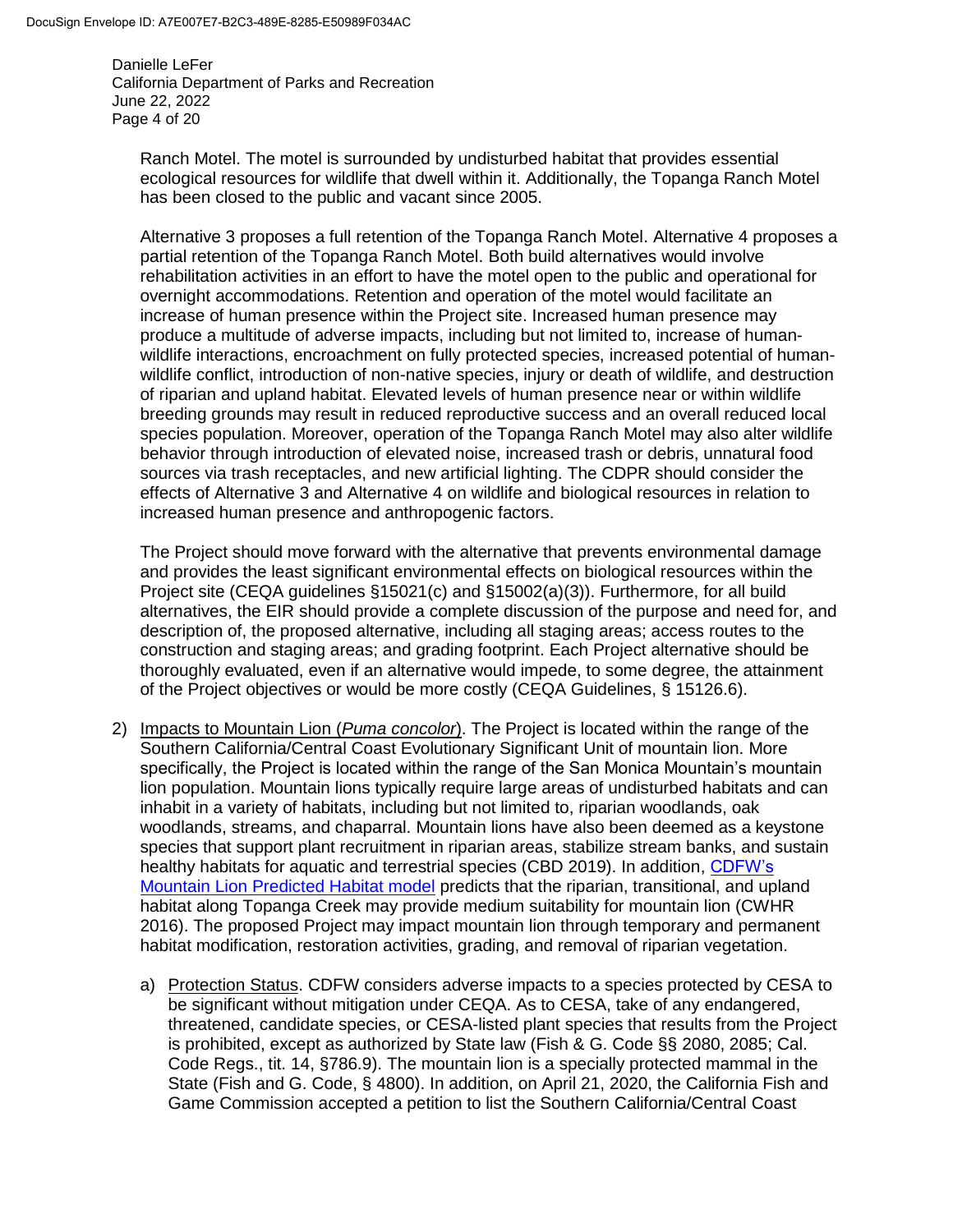Ranch Motel. The motel is surrounded by undisturbed habitat that provides essential ecological resources for wildlife that dwell within it. Additionally, the Topanga Ranch Motel has been closed to the public and vacant since 2005.

Alternative 3 proposes a full retention of the Topanga Ranch Motel. Alternative 4 proposes a partial retention of the Topanga Ranch Motel. Both build alternatives would involve rehabilitation activities in an effort to have the motel open to the public and operational for overnight accommodations. Retention and operation of the motel would facilitate an increase of human presence within the Project site. Increased human presence may produce a multitude of adverse impacts, including but not limited to, increase of human-wildlife interactions, encroachment on fully protected species, increased potential of human-wildlife conflict, introduction of non-native species, injury or death of wildlife, and destruction of riparian and upland habitat. Elevated levels of human presence near or within wildlife breeding grounds may result in reduced reproductive success and an overall reduced local species population. Moreover, operation of the Topanga Ranch Motel may also alter wildlife behavior through introduction of elevated noise, increased trash or debris, unnatural food sources via trash receptacles, and new artificial lighting. The CDPR should consider the effects of Alternative 3 and Alternative 4 on wildlife and biological resources in relation to increased human presence and anthropogenic factors.

The Project should move forward with the alternative that prevents environmental damage and provides the least significant environmental effects on biological resources within the Project site (CEQA guidelines §15021(c) and §15002(a)(3)). Furthermore, for all build alternatives, the EIR should provide a complete discussion of the purpose and need for, and description of, the proposed alternative, including all staging areas; access routes to the construction and staging areas; and grading footprint. Each Project alternative should be thoroughly evaluated, even if an alternative would impede, to some degree, the attainment of the Project objectives or would be more costly (CEQA Guidelines, § 15126.6).

2) Impacts to Mountain Lion (*Puma concolor*). The Project is located within the range of the Southern California/Central Coast Evolutionary Significant Unit of mountain lion. More specifically, the Project is located within the range of the San Monica Mountain's mountain lion population. Mountain lions typically require large areas of undisturbed habitats and can inhabit in a variety of habitats, including but not limited to, riparian woodlands, oak woodlands, streams, and chaparral. Mountain lions have also been deemed as a keystone species that support plant recruitment in riparian areas, stabilize stream banks, and sustain healthy habitats for aquatic and terrestrial species (CBD 2019). In addition, CDFW's Mountain Lion Predicted Habitat model predicts that the riparian, transitional, and upland habitat along Topanga Creek may provide medium suitability for mountain lion (CWHR 2016). The proposed Project may impact mountain lion through temporary and permanent habitat modification, restoration activities, grading, and removal of riparian vegetation.

   a) Protection Status. CDFW considers adverse impacts to a species protected by CESA to be significant without mitigation under CEQA. As to CESA, take of any endangered, threatened, candidate species, or CESA-listed plant species that results from the Project is prohibited, except as authorized by State law (Fish & G. Code §§ 2080, 2085; Cal. Code Regs., tit. 14, §786.9). The mountain lion is a specially protected mammal in the State (Fish and G. Code, § 4800). In addition, on April 21, 2020, the California Fish and Game Commission accepted a petition to list the Southern California/Central Coast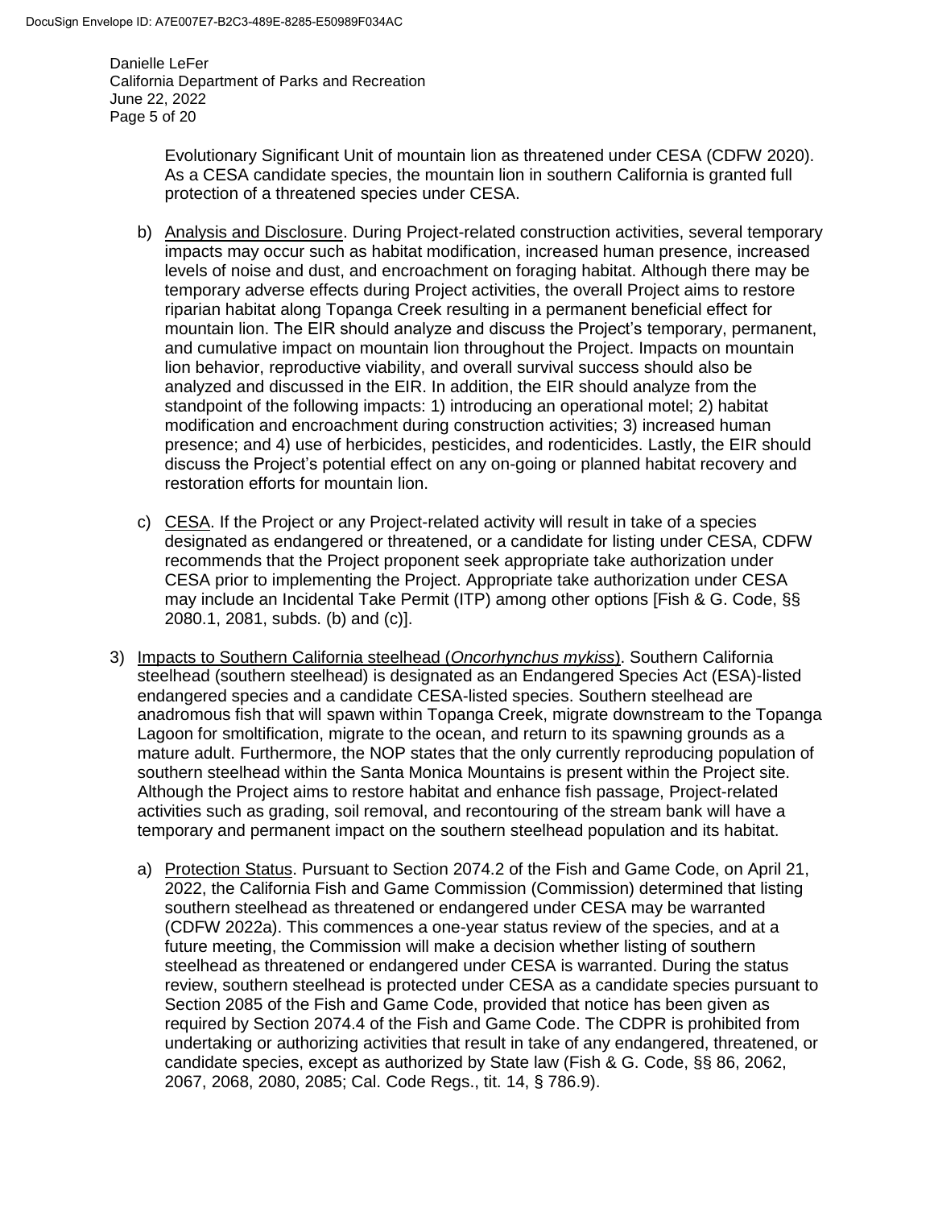Evolutionary Significant Unit of mountain lion as threatened under CESA (CDFW 2020). As a CESA candidate species, the mountain lion in southern California is granted full protection of a threatened species under CESA.

b) Analysis and Disclosure. During Project-related construction activities, several temporary impacts may occur such as habitat modification, increased human presence, increased levels of noise and dust, and encroachment on foraging habitat. Although there may be temporary adverse effects during Project activities, the overall Project aims to restore riparian habitat along Topanga Creek resulting in a permanent beneficial effect for mountain lion. The EIR should analyze and discuss the Project's temporary, permanent, and cumulative impact on mountain lion throughout the Project. Impacts on mountain lion behavior, reproductive viability, and overall survival success should also be analyzed and discussed in the EIR. In addition, the EIR should analyze from the standpoint of the following impacts: 1) introducing an operational motel; 2) habitat modification and encroachment during construction activities; 3) increased human presence; and 4) use of herbicides, pesticides, and rodenticides. Lastly, the EIR should discuss the Project's potential effect on any on-going or planned habitat recovery and restoration efforts for mountain lion.

c) CESA. If the Project or any Project-related activity will result in take of a species designated as endangered or threatened, or a candidate for listing under CESA, CDFW recommends that the Project proponent seek appropriate take authorization under CESA prior to implementing the Project. Appropriate take authorization under CESA may include an Incidental Take Permit (ITP) among other options [Fish & G. Code, §§ 2080.1, 2081, subds. (b) and (c)].

3) Impacts to Southern California steelhead (*Oncorhynchus mykiss*). Southern California steelhead (southern steelhead) is designated as an Endangered Species Act (ESA)-listed endangered species and a candidate CESA-listed species. Southern steelhead are anadromous fish that will spawn within Topanga Creek, migrate downstream to the Topanga Lagoon for smoltification, migrate to the ocean, and return to its spawning grounds as a mature adult. Furthermore, the NOP states that the only currently reproducing population of southern steelhead within the Santa Monica Mountains is present within the Project site. Although the Project aims to restore habitat and enhance fish passage, Project-related activities such as grading, soil removal, and recontouring of the stream bank will have a temporary and permanent impact on the southern steelhead population and its habitat.

a) Protection Status. Pursuant to Section 2074.2 of the Fish and Game Code, on April 21, 2022, the California Fish and Game Commission (Commission) determined that listing southern steelhead as threatened or endangered under CESA may be warranted (CDFW 2022a). This commences a one-year status review of the species, and at a future meeting, the Commission will make a decision whether listing of southern steelhead as threatened or endangered under CESA is warranted. During the status review, southern steelhead is protected under CESA as a candidate species pursuant to Section 2085 of the Fish and Game Code, provided that notice has been given as required by Section 2074.4 of the Fish and Game Code. The CDPR is prohibited from undertaking or authorizing activities that result in take of any endangered, threatened, or candidate species, except as authorized by State law (Fish & G. Code, §§ 86, 2062, 2067, 2068, 2080, 2085; Cal. Code Regs., tit. 14, § 786.9).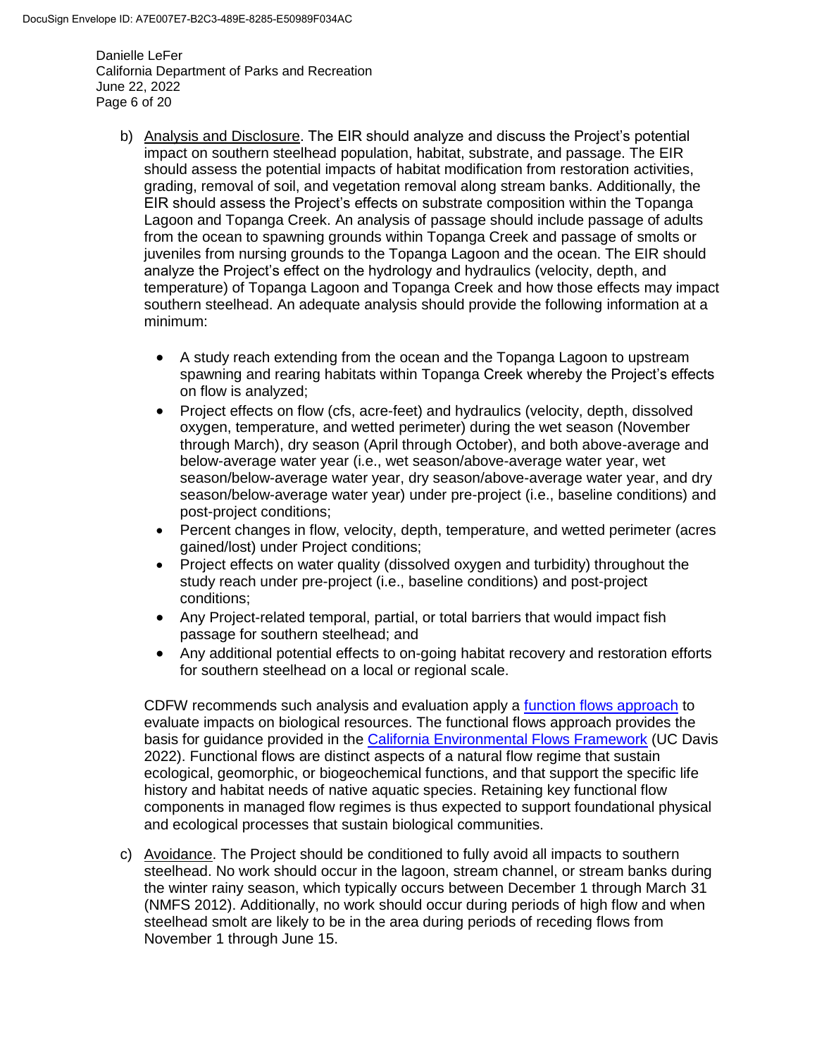b) Analysis and Disclosure. The EIR should analyze and discuss the Project's potential impact on southern steelhead population, habitat, substrate, and passage. The EIR should assess the potential impacts of habitat modification from restoration activities, grading, removal of soil, and vegetation removal along stream banks. Additionally, the EIR should assess the Project's effects on substrate composition within the Topanga Lagoon and Topanga Creek. An analysis of passage should include passage of adults from the ocean to spawning grounds within Topanga Creek and passage of smolts or juveniles from nursing grounds to the Topanga Lagoon and the ocean. The EIR should analyze the Project's effect on the hydrology and hydraulics (velocity, depth, and temperature) of Topanga Lagoon and Topanga Creek and how those effects may impact southern steelhead. An adequate analysis should provide the following information at a minimum:

- A study reach extending from the ocean and the Topanga Lagoon to upstream spawning and rearing habitats within Topanga Creek whereby the Project's effects on flow is analyzed;
- Project effects on flow (cfs, acre-feet) and hydraulics (velocity, depth, dissolved oxygen, temperature, and wetted perimeter) during the wet season (November through March), dry season (April through October), and both above-average and below-average water year (i.e., wet season/above-average water year, wet season/below-average water year, dry season/above-average water year, and dry season/below-average water year) under pre-project (i.e., baseline conditions) and post-project conditions;
- Percent changes in flow, velocity, depth, temperature, and wetted perimeter (acres gained/lost) under Project conditions;
- Project effects on water quality (dissolved oxygen and turbidity) throughout the study reach under pre-project (i.e., baseline conditions) and post-project conditions;
- Any Project-related temporal, partial, or total barriers that would impact fish passage for southern steelhead; and
- Any additional potential effects to on-going habitat recovery and restoration efforts for southern steelhead on a local or regional scale.

CDFW recommends such analysis and evaluation apply a function flows approach to evaluate impacts on biological resources. The functional flows approach provides the basis for guidance provided in the California Environmental Flows Framework (UC Davis 2022). Functional flows are distinct aspects of a natural flow regime that sustain ecological, geomorphic, or biogeochemical functions, and that support the specific life history and habitat needs of native aquatic species. Retaining key functional flow components in managed flow regimes is thus expected to support foundational physical and ecological processes that sustain biological communities.

c) Avoidance. The Project should be conditioned to fully avoid all impacts to southern steelhead. No work should occur in the lagoon, stream channel, or stream banks during the winter rainy season, which typically occurs between December 1 through March 31 (NMFS 2012). Additionally, no work should occur during periods of high flow and when steelhead smolt are likely to be in the area during periods of receding flows from November 1 through June 15.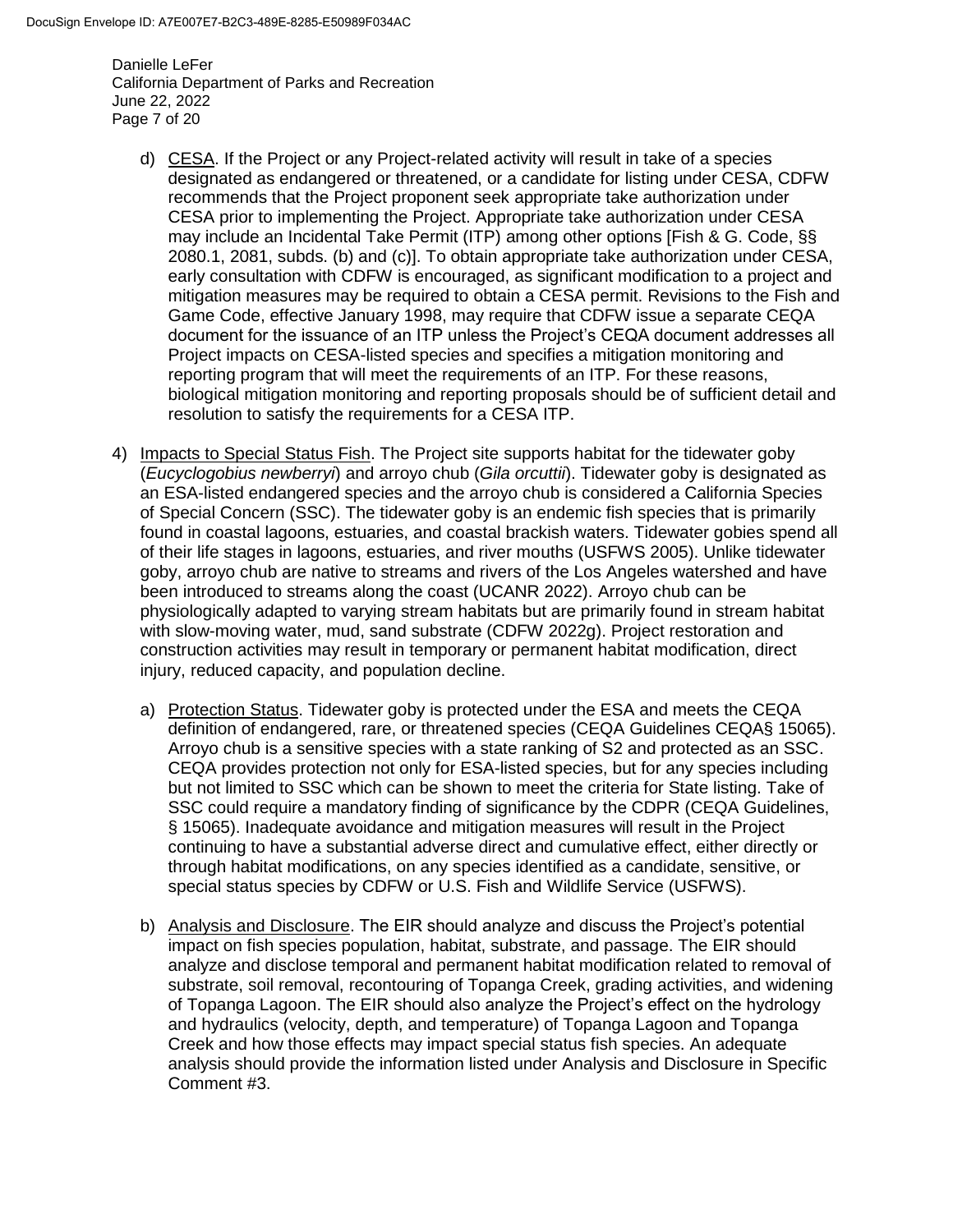d) CESA. If the Project or any Project-related activity will result in take of a species designated as endangered or threatened, or a candidate for listing under CESA, CDFW recommends that the Project proponent seek appropriate take authorization under CESA prior to implementing the Project. Appropriate take authorization under CESA may include an Incidental Take Permit (ITP) among other options [Fish & G. Code, §§ 2080.1, 2081, subds. (b) and (c)]. To obtain appropriate take authorization under CESA, early consultation with CDFW is encouraged, as significant modification to a project and mitigation measures may be required to obtain a CESA permit. Revisions to the Fish and Game Code, effective January 1998, may require that CDFW issue a separate CEQA document for the issuance of an ITP unless the Project's CEQA document addresses all Project impacts on CESA-listed species and specifies a mitigation monitoring and reporting program that will meet the requirements of an ITP. For these reasons, biological mitigation monitoring and reporting proposals should be of sufficient detail and resolution to satisfy the requirements for a CESA ITP.

4) Impacts to Special Status Fish. The Project site supports habitat for the tidewater goby (*Eucyclogobius newberryi*) and arroyo chub (*Gila orcuttii*). Tidewater goby is designated as an ESA-listed endangered species and the arroyo chub is considered a California Species of Special Concern (SSC). The tidewater goby is an endemic fish species that is primarily found in coastal lagoons, estuaries, and coastal brackish waters. Tidewater gobies spend all of their life stages in lagoons, estuaries, and river mouths (USFWS 2005). Unlike tidewater goby, arroyo chub are native to streams and rivers of the Los Angeles watershed and have been introduced to streams along the coast (UCANR 2022). Arroyo chub can be physiologically adapted to varying stream habitats but are primarily found in stream habitat with slow-moving water, mud, sand substrate (CDFW 2022g). Project restoration and construction activities may result in temporary or permanent habitat modification, direct injury, reduced capacity, and population decline.

   a) Protection Status. Tidewater goby is protected under the ESA and meets the CEQA definition of endangered, rare, or threatened species (CEQA Guidelines CEQA§ 15065). Arroyo chub is a sensitive species with a state ranking of S2 and protected as an SSC. CEQA provides protection not only for ESA-listed species, but for any species including but not limited to SSC which can be shown to meet the criteria for State listing. Take of SSC could require a mandatory finding of significance by the CDPR (CEQA Guidelines, § 15065). Inadequate avoidance and mitigation measures will result in the Project continuing to have a substantial adverse direct and cumulative effect, either directly or through habitat modifications, on any species identified as a candidate, sensitive, or special status species by CDFW or U.S. Fish and Wildlife Service (USFWS).

   b) Analysis and Disclosure. The EIR should analyze and discuss the Project's potential impact on fish species population, habitat, substrate, and passage. The EIR should analyze and disclose temporal and permanent habitat modification related to removal of substrate, soil removal, recontouring of Topanga Creek, grading activities, and widening of Topanga Lagoon. The EIR should also analyze the Project's effect on the hydrology and hydraulics (velocity, depth, and temperature) of Topanga Lagoon and Topanga Creek and how those effects may impact special status fish species. An adequate analysis should provide the information listed under Analysis and Disclosure in Specific Comment #3.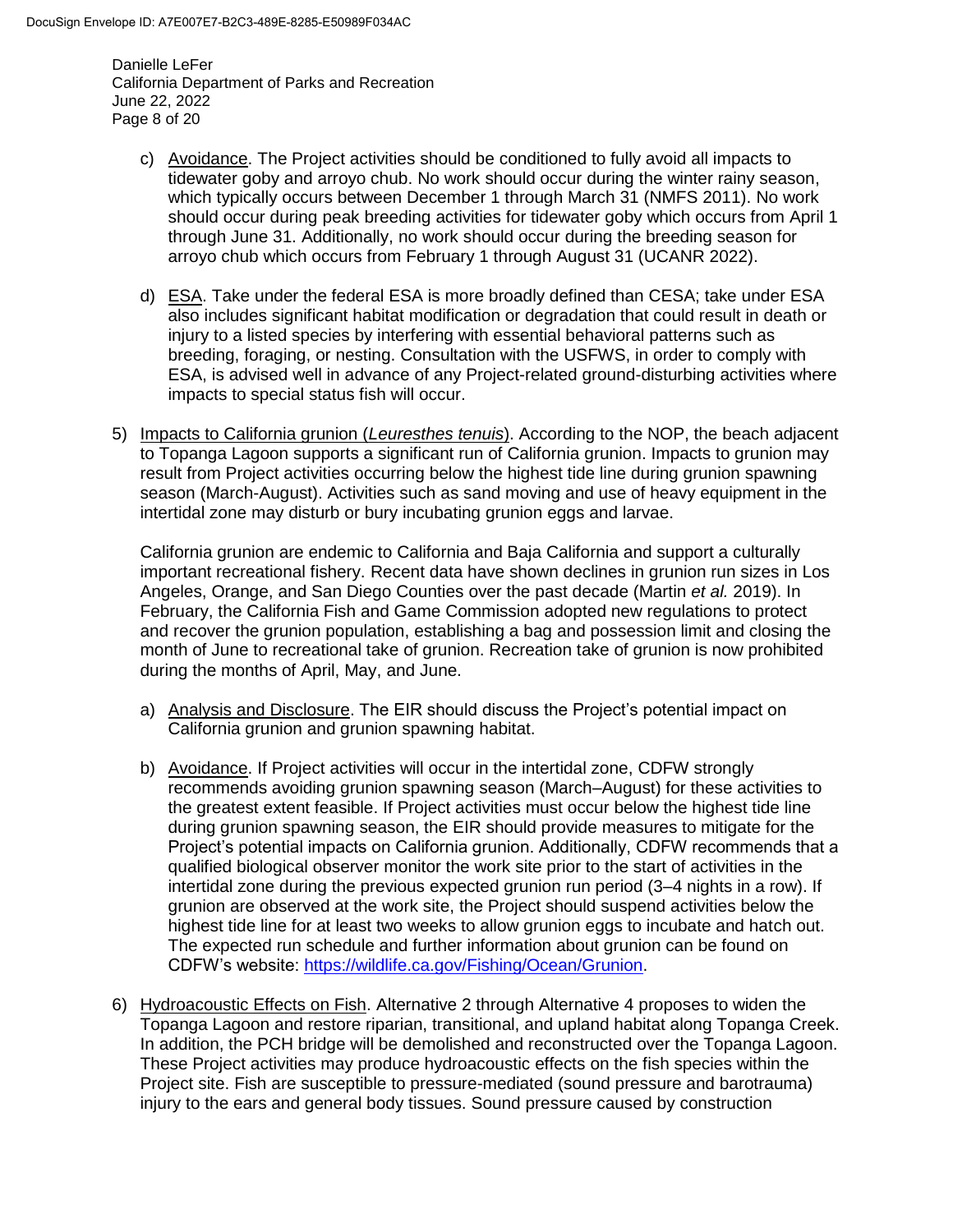c) Avoidance. The Project activities should be conditioned to fully avoid all impacts to tidewater goby and arroyo chub. No work should occur during the winter rainy season, which typically occurs between December 1 through March 31 (NMFS 2011). No work should occur during peak breeding activities for tidewater goby which occurs from April 1 through June 31. Additionally, no work should occur during the breeding season for arroyo chub which occurs from February 1 through August 31 (UCANR 2022).

d) ESA. Take under the federal ESA is more broadly defined than CESA; take under ESA also includes significant habitat modification or degradation that could result in death or injury to a listed species by interfering with essential behavioral patterns such as breeding, foraging, or nesting. Consultation with the USFWS, in order to comply with ESA, is advised well in advance of any Project-related ground-disturbing activities where impacts to special status fish will occur.

5) Impacts to California grunion (*Leuresthes tenuis*). According to the NOP, the beach adjacent to Topanga Lagoon supports a significant run of California grunion. Impacts to grunion may result from Project activities occurring below the highest tide line during grunion spawning season (March-August). Activities such as sand moving and use of heavy equipment in the intertidal zone may disturb or bury incubating grunion eggs and larvae.

California grunion are endemic to California and Baja California and support a culturally important recreational fishery. Recent data have shown declines in grunion run sizes in Los Angeles, Orange, and San Diego Counties over the past decade (Martin *et al.* 2019). In February, the California Fish and Game Commission adopted new regulations to protect and recover the grunion population, establishing a bag and possession limit and closing the month of June to recreational take of grunion. Recreation take of grunion is now prohibited during the months of April, May, and June.

a) Analysis and Disclosure. The EIR should discuss the Project's potential impact on California grunion and grunion spawning habitat.

b) Avoidance. If Project activities will occur in the intertidal zone, CDFW strongly recommends avoiding grunion spawning season (March–August) for these activities to the greatest extent feasible. If Project activities must occur below the highest tide line during grunion spawning season, the EIR should provide measures to mitigate for the Project's potential impacts on California grunion. Additionally, CDFW recommends that a qualified biological observer monitor the work site prior to the start of activities in the intertidal zone during the previous expected grunion run period (3–4 nights in a row). If grunion are observed at the work site, the Project should suspend activities below the highest tide line for at least two weeks to allow grunion eggs to incubate and hatch out. The expected run schedule and further information about grunion can be found on CDFW's website: https://wildlife.ca.gov/Fishing/Ocean/Grunion.

6) Hydroacoustic Effects on Fish. Alternative 2 through Alternative 4 proposes to widen the Topanga Lagoon and restore riparian, transitional, and upland habitat along Topanga Creek. In addition, the PCH bridge will be demolished and reconstructed over the Topanga Lagoon. These Project activities may produce hydroacoustic effects on the fish species within the Project site. Fish are susceptible to pressure-mediated (sound pressure and barotrauma) injury to the ears and general body tissues. Sound pressure caused by construction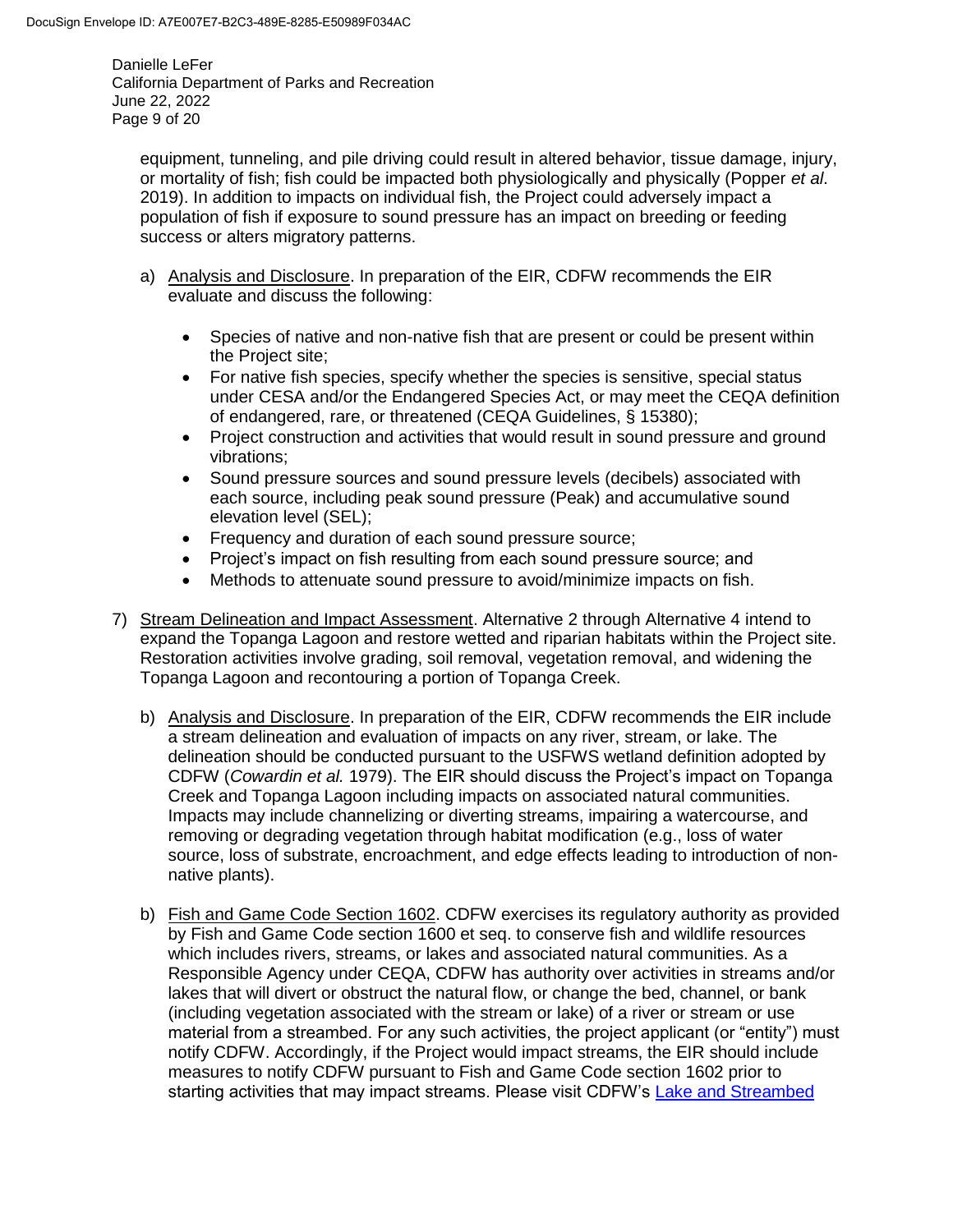equipment, tunneling, and pile driving could result in altered behavior, tissue damage, injury, or mortality of fish; fish could be impacted both physiologically and physically (Popper *et al*. 2019). In addition to impacts on individual fish, the Project could adversely impact a population of fish if exposure to sound pressure has an impact on breeding or feeding success or alters migratory patterns.

a) Analysis and Disclosure. In preparation of the EIR, CDFW recommends the EIR evaluate and discuss the following:

   - Species of native and non-native fish that are present or could be present within the Project site;
   - For native fish species, specify whether the species is sensitive, special status under CESA and/or the Endangered Species Act, or may meet the CEQA definition of endangered, rare, or threatened (CEQA Guidelines, § 15380);
   - Project construction and activities that would result in sound pressure and ground vibrations;
   - Sound pressure sources and sound pressure levels (decibels) associated with each source, including peak sound pressure (Peak) and accumulative sound elevation level (SEL);
   - Frequency and duration of each sound pressure source;
   - Project's impact on fish resulting from each sound pressure source; and
   - Methods to attenuate sound pressure to avoid/minimize impacts on fish.

7) Stream Delineation and Impact Assessment. Alternative 2 through Alternative 4 intend to expand the Topanga Lagoon and restore wetted and riparian habitats within the Project site. Restoration activities involve grading, soil removal, vegetation removal, and widening the Topanga Lagoon and recontouring a portion of Topanga Creek.

   b) Analysis and Disclosure. In preparation of the EIR, CDFW recommends the EIR include a stream delineation and evaluation of impacts on any river, stream, or lake. The delineation should be conducted pursuant to the USFWS wetland definition adopted by CDFW (*Cowardin et al.* 1979). The EIR should discuss the Project's impact on Topanga Creek and Topanga Lagoon including impacts on associated natural communities. Impacts may include channelizing or diverting streams, impairing a watercourse, and removing or degrading vegetation through habitat modification (e.g., loss of water source, loss of substrate, encroachment, and edge effects leading to introduction of non-native plants).

   b) Fish and Game Code Section 1602. CDFW exercises its regulatory authority as provided by Fish and Game Code section 1600 et seq. to conserve fish and wildlife resources which includes rivers, streams, or lakes and associated natural communities. As a Responsible Agency under CEQA, CDFW has authority over activities in streams and/or lakes that will divert or obstruct the natural flow, or change the bed, channel, or bank (including vegetation associated with the stream or lake) of a river or stream or use material from a streambed. For any such activities, the project applicant (or "entity") must notify CDFW. Accordingly, if the Project would impact streams, the EIR should include measures to notify CDFW pursuant to Fish and Game Code section 1602 prior to starting activities that may impact streams. Please visit CDFW's Lake and Streambed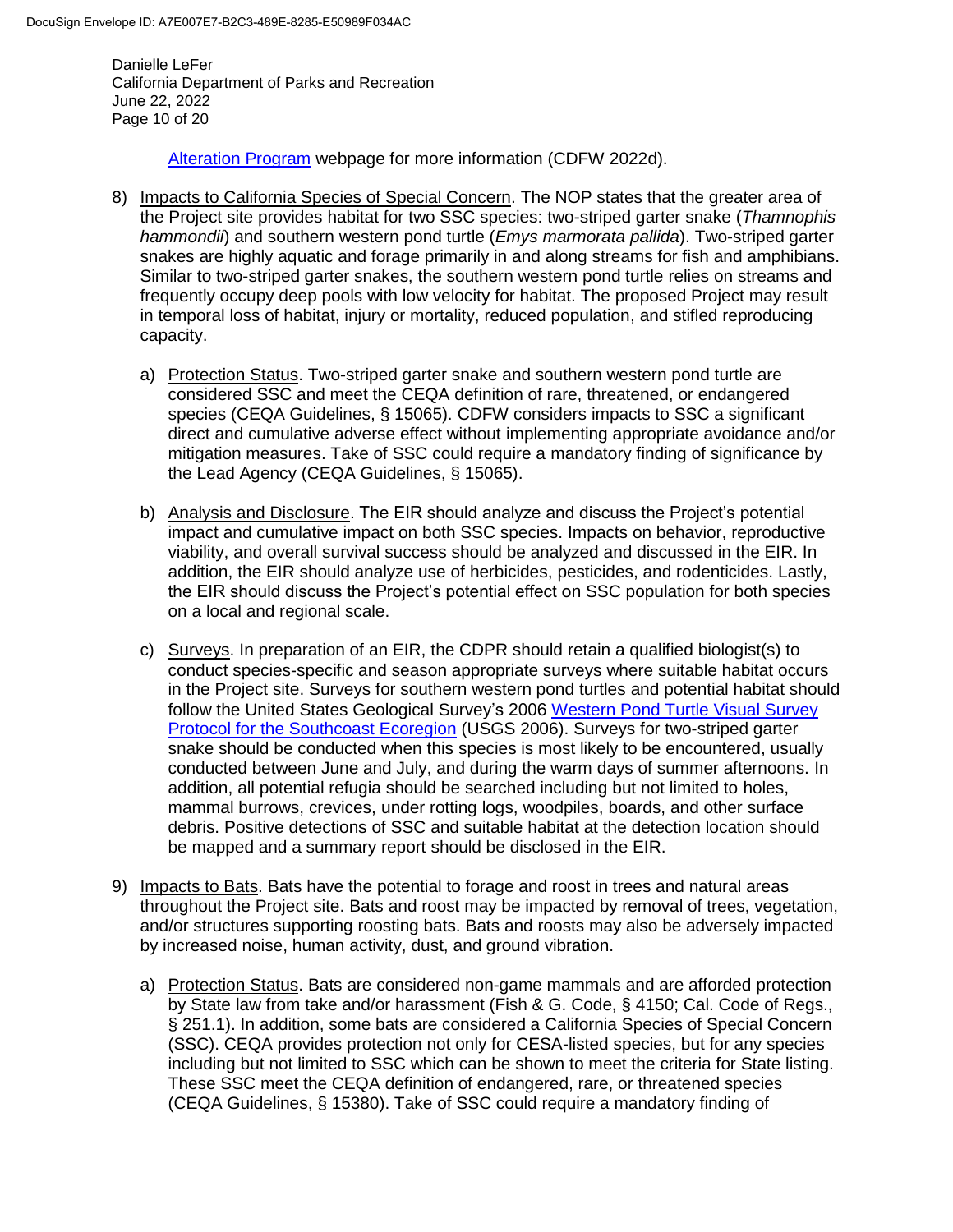Alteration Program webpage for more information (CDFW 2022d).

8) Impacts to California Species of Special Concern. The NOP states that the greater area of the Project site provides habitat for two SSC species: two-striped garter snake (*Thamnophis hammondii*) and southern western pond turtle (*Emys marmorata pallida*). Two-striped garter snakes are highly aquatic and forage primarily in and along streams for fish and amphibians. Similar to two-striped garter snakes, the southern western pond turtle relies on streams and frequently occupy deep pools with low velocity for habitat. The proposed Project may result in temporal loss of habitat, injury or mortality, reduced population, and stifled reproducing capacity.

   a) Protection Status. Two-striped garter snake and southern western pond turtle are considered SSC and meet the CEQA definition of rare, threatened, or endangered species (CEQA Guidelines, § 15065). CDFW considers impacts to SSC a significant direct and cumulative adverse effect without implementing appropriate avoidance and/or mitigation measures. Take of SSC could require a mandatory finding of significance by the Lead Agency (CEQA Guidelines, § 15065).

   b) Analysis and Disclosure. The EIR should analyze and discuss the Project's potential impact and cumulative impact on both SSC species. Impacts on behavior, reproductive viability, and overall survival success should be analyzed and discussed in the EIR. In addition, the EIR should analyze use of herbicides, pesticides, and rodenticides. Lastly, the EIR should discuss the Project's potential effect on SSC population for both species on a local and regional scale.

   c) Surveys. In preparation of an EIR, the CDPR should retain a qualified biologist(s) to conduct species-specific and season appropriate surveys where suitable habitat occurs in the Project site. Surveys for southern western pond turtles and potential habitat should follow the United States Geological Survey's 2006 Western Pond Turtle Visual Survey Protocol for the Southcoast Ecoregion (USGS 2006). Surveys for two-striped garter snake should be conducted when this species is most likely to be encountered, usually conducted between June and July, and during the warm days of summer afternoons. In addition, all potential refugia should be searched including but not limited to holes, mammal burrows, crevices, under rotting logs, woodpiles, boards, and other surface debris. Positive detections of SSC and suitable habitat at the detection location should be mapped and a summary report should be disclosed in the EIR.

9) Impacts to Bats. Bats have the potential to forage and roost in trees and natural areas throughout the Project site. Bats and roost may be impacted by removal of trees, vegetation, and/or structures supporting roosting bats. Bats and roosts may also be adversely impacted by increased noise, human activity, dust, and ground vibration.

   a) Protection Status. Bats are considered non-game mammals and are afforded protection by State law from take and/or harassment (Fish & G. Code, § 4150; Cal. Code of Regs., § 251.1). In addition, some bats are considered a California Species of Special Concern (SSC). CEQA provides protection not only for CESA-listed species, but for any species including but not limited to SSC which can be shown to meet the criteria for State listing. These SSC meet the CEQA definition of endangered, rare, or threatened species (CEQA Guidelines, § 15380). Take of SSC could require a mandatory finding of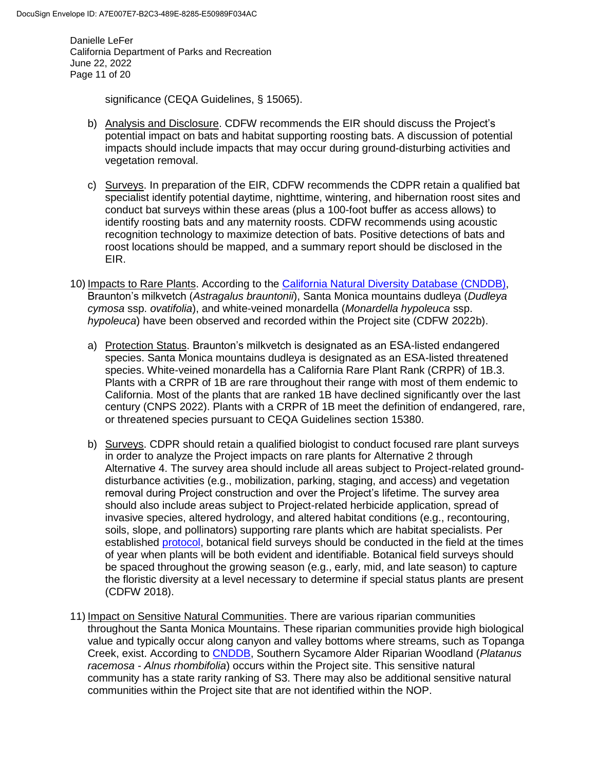significance (CEQA Guidelines, § 15065).

b) Analysis and Disclosure. CDFW recommends the EIR should discuss the Project's potential impact on bats and habitat supporting roosting bats. A discussion of potential impacts should include impacts that may occur during ground-disturbing activities and vegetation removal.

c) Surveys. In preparation of the EIR, CDFW recommends the CDPR retain a qualified bat specialist identify potential daytime, nighttime, wintering, and hibernation roost sites and conduct bat surveys within these areas (plus a 100-foot buffer as access allows) to identify roosting bats and any maternity roosts. CDFW recommends using acoustic recognition technology to maximize detection of bats. Positive detections of bats and roost locations should be mapped, and a summary report should be disclosed in the EIR.

10) Impacts to Rare Plants. According to the California Natural Diversity Database (CNDDB), Braunton's milkvetch (*Astragalus brauntonii*), Santa Monica mountains dudleya (*Dudleya cymosa* ssp. *ovatifolia*), and white-veined monardella (*Monardella hypoleuca* ssp. *hypoleuca*) have been observed and recorded within the Project site (CDFW 2022b).

a) Protection Status. Braunton's milkvetch is designated as an ESA-listed endangered species. Santa Monica mountains dudleya is designated as an ESA-listed threatened species. White-veined monardella has a California Rare Plant Rank (CRPR) of 1B.3. Plants with a CRPR of 1B are rare throughout their range with most of them endemic to California. Most of the plants that are ranked 1B have declined significantly over the last century (CNPS 2022). Plants with a CRPR of 1B meet the definition of endangered, rare, or threatened species pursuant to CEQA Guidelines section 15380.

b) Surveys. CDPR should retain a qualified biologist to conduct focused rare plant surveys in order to analyze the Project impacts on rare plants for Alternative 2 through Alternative 4. The survey area should include all areas subject to Project-related ground-disturbance activities (e.g., mobilization, parking, staging, and access) and vegetation removal during Project construction and over the Project's lifetime. The survey area should also include areas subject to Project-related herbicide application, spread of invasive species, altered hydrology, and altered habitat conditions (e.g., recontouring, soils, slope, and pollinators) supporting rare plants which are habitat specialists. Per established protocol, botanical field surveys should be conducted in the field at the times of year when plants will be both evident and identifiable. Botanical field surveys should be spaced throughout the growing season (e.g., early, mid, and late season) to capture the floristic diversity at a level necessary to determine if special status plants are present (CDFW 2018).

11) Impact on Sensitive Natural Communities. There are various riparian communities throughout the Santa Monica Mountains. These riparian communities provide high biological value and typically occur along canyon and valley bottoms where streams, such as Topanga Creek, exist. According to CNDDB, Southern Sycamore Alder Riparian Woodland (*Platanus racemosa - Alnus rhombifolia*) occurs within the Project site. This sensitive natural community has a state rarity ranking of S3. There may also be additional sensitive natural communities within the Project site that are not identified within the NOP.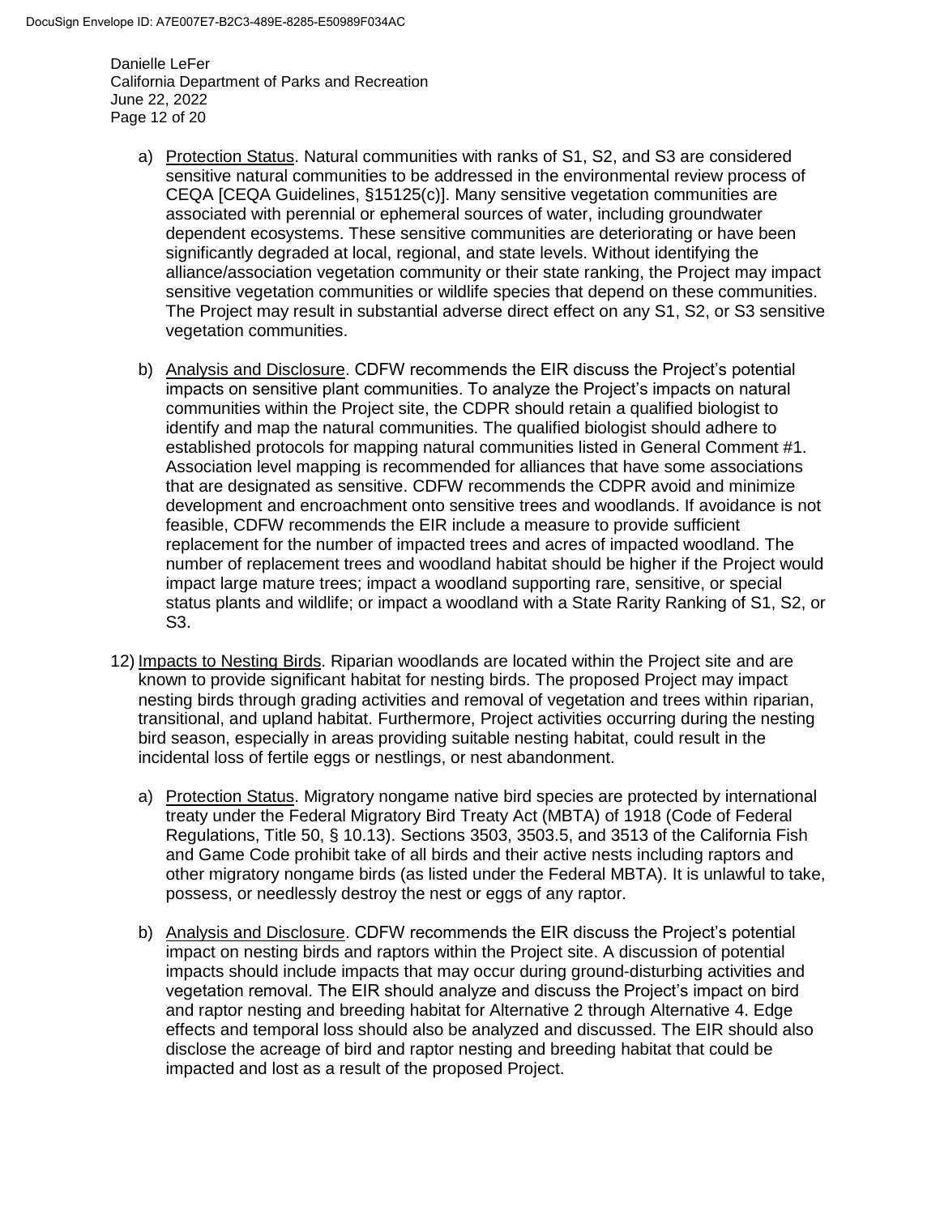a) Protection Status. Natural communities with ranks of S1, S2, and S3 are considered sensitive natural communities to be addressed in the environmental review process of CEQA [CEQA Guidelines, §15125(c)]. Many sensitive vegetation communities are associated with perennial or ephemeral sources of water, including groundwater dependent ecosystems. These sensitive communities are deteriorating or have been significantly degraded at local, regional, and state levels. Without identifying the alliance/association vegetation community or their state ranking, the Project may impact sensitive vegetation communities or wildlife species that depend on these communities. The Project may result in substantial adverse direct effect on any S1, S2, or S3 sensitive vegetation communities.

b) Analysis and Disclosure. CDFW recommends the EIR discuss the Project's potential impacts on sensitive plant communities. To analyze the Project's impacts on natural communities within the Project site, the CDPR should retain a qualified biologist to identify and map the natural communities. The qualified biologist should adhere to established protocols for mapping natural communities listed in General Comment #1. Association level mapping is recommended for alliances that have some associations that are designated as sensitive. CDFW recommends the CDPR avoid and minimize development and encroachment onto sensitive trees and woodlands. If avoidance is not feasible, CDFW recommends the EIR include a measure to provide sufficient replacement for the number of impacted trees and acres of impacted woodland. The number of replacement trees and woodland habitat should be higher if the Project would impact large mature trees; impact a woodland supporting rare, sensitive, or special status plants and wildlife; or impact a woodland with a State Rarity Ranking of S1, S2, or S3.

12) Impacts to Nesting Birds. Riparian woodlands are located within the Project site and are known to provide significant habitat for nesting birds. The proposed Project may impact nesting birds through grading activities and removal of vegetation and trees within riparian, transitional, and upland habitat. Furthermore, Project activities occurring during the nesting bird season, especially in areas providing suitable nesting habitat, could result in the incidental loss of fertile eggs or nestlings, or nest abandonment.

a) Protection Status. Migratory nongame native bird species are protected by international treaty under the Federal Migratory Bird Treaty Act (MBTA) of 1918 (Code of Federal Regulations, Title 50, § 10.13). Sections 3503, 3503.5, and 3513 of the California Fish and Game Code prohibit take of all birds and their active nests including raptors and other migratory nongame birds (as listed under the Federal MBTA). It is unlawful to take, possess, or needlessly destroy the nest or eggs of any raptor.

b) Analysis and Disclosure. CDFW recommends the EIR discuss the Project's potential impact on nesting birds and raptors within the Project site. A discussion of potential impacts should include impacts that may occur during ground-disturbing activities and vegetation removal. The EIR should analyze and discuss the Project's impact on bird and raptor nesting and breeding habitat for Alternative 2 through Alternative 4. Edge effects and temporal loss should also be analyzed and discussed. The EIR should also disclose the acreage of bird and raptor nesting and breeding habitat that could be impacted and lost as a result of the proposed Project.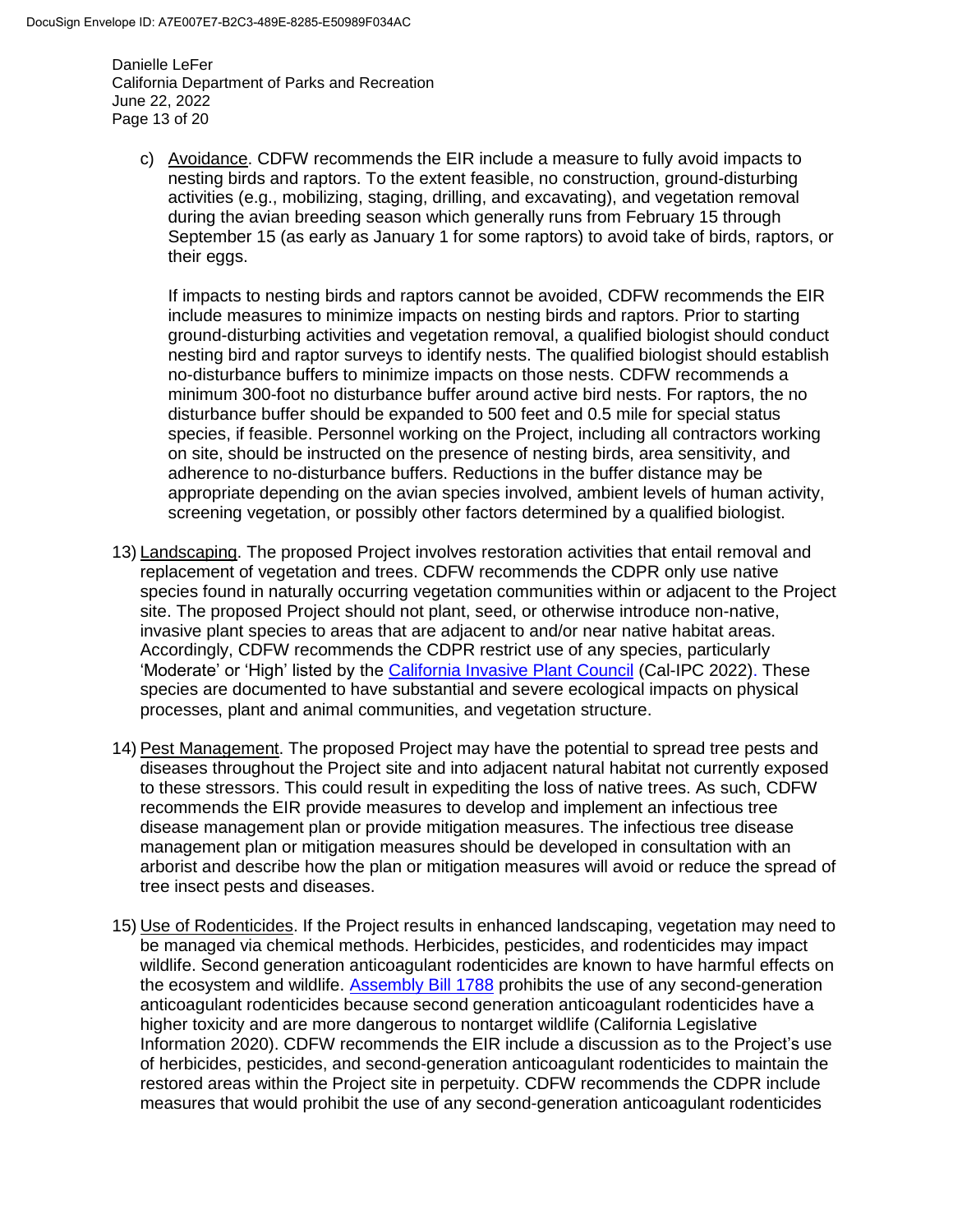c) Avoidance. CDFW recommends the EIR include a measure to fully avoid impacts to nesting birds and raptors. To the extent feasible, no construction, ground-disturbing activities (e.g., mobilizing, staging, drilling, and excavating), and vegetation removal during the avian breeding season which generally runs from February 15 through September 15 (as early as January 1 for some raptors) to avoid take of birds, raptors, or their eggs.

   If impacts to nesting birds and raptors cannot be avoided, CDFW recommends the EIR include measures to minimize impacts on nesting birds and raptors. Prior to starting ground-disturbing activities and vegetation removal, a qualified biologist should conduct nesting bird and raptor surveys to identify nests. The qualified biologist should establish no-disturbance buffers to minimize impacts on those nests. CDFW recommends a minimum 300-foot no disturbance buffer around active bird nests. For raptors, the no disturbance buffer should be expanded to 500 feet and 0.5 mile for special status species, if feasible. Personnel working on the Project, including all contractors working on site, should be instructed on the presence of nesting birds, area sensitivity, and adherence to no-disturbance buffers. Reductions in the buffer distance may be appropriate depending on the avian species involved, ambient levels of human activity, screening vegetation, or possibly other factors determined by a qualified biologist.

13) Landscaping. The proposed Project involves restoration activities that entail removal and replacement of vegetation and trees. CDFW recommends the CDPR only use native species found in naturally occurring vegetation communities within or adjacent to the Project site. The proposed Project should not plant, seed, or otherwise introduce non-native, invasive plant species to areas that are adjacent to and/or near native habitat areas. Accordingly, CDFW recommends the CDPR restrict use of any species, particularly 'Moderate' or 'High' listed by the California Invasive Plant Council (Cal-IPC 2022). These species are documented to have substantial and severe ecological impacts on physical processes, plant and animal communities, and vegetation structure.

14) Pest Management. The proposed Project may have the potential to spread tree pests and diseases throughout the Project site and into adjacent natural habitat not currently exposed to these stressors. This could result in expediting the loss of native trees. As such, CDFW recommends the EIR provide measures to develop and implement an infectious tree disease management plan or provide mitigation measures. The infectious tree disease management plan or mitigation measures should be developed in consultation with an arborist and describe how the plan or mitigation measures will avoid or reduce the spread of tree insect pests and diseases.

15) Use of Rodenticides. If the Project results in enhanced landscaping, vegetation may need to be managed via chemical methods. Herbicides, pesticides, and rodenticides may impact wildlife. Second generation anticoagulant rodenticides are known to have harmful effects on the ecosystem and wildlife. Assembly Bill 1788 prohibits the use of any second-generation anticoagulant rodenticides because second generation anticoagulant rodenticides have a higher toxicity and are more dangerous to nontarget wildlife (California Legislative Information 2020). CDFW recommends the EIR include a discussion as to the Project's use of herbicides, pesticides, and second-generation anticoagulant rodenticides to maintain the restored areas within the Project site in perpetuity. CDFW recommends the CDPR include measures that would prohibit the use of any second-generation anticoagulant rodenticides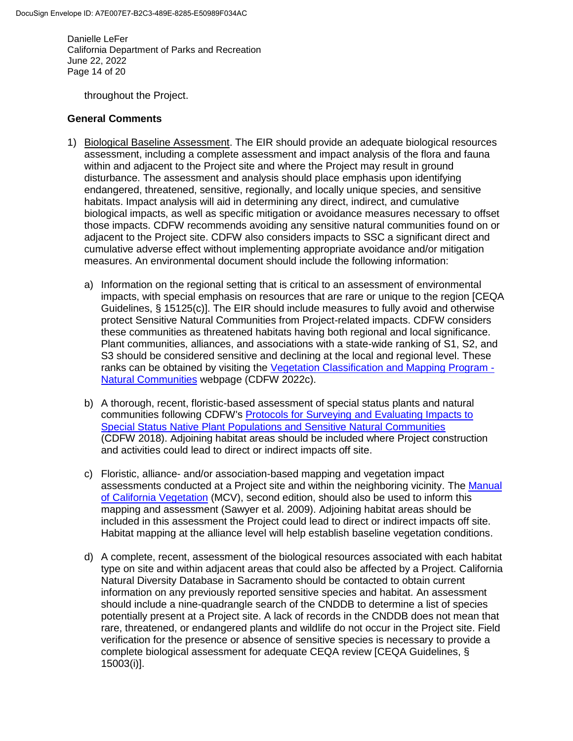throughout the Project.

**General Comments**

1) Biological Baseline Assessment. The EIR should provide an adequate biological resources assessment, including a complete assessment and impact analysis of the flora and fauna within and adjacent to the Project site and where the Project may result in ground disturbance. The assessment and analysis should place emphasis upon identifying endangered, threatened, sensitive, regionally, and locally unique species, and sensitive habitats. Impact analysis will aid in determining any direct, indirect, and cumulative biological impacts, as well as specific mitigation or avoidance measures necessary to offset those impacts. CDFW recommends avoiding any sensitive natural communities found on or adjacent to the Project site. CDFW also considers impacts to SSC a significant direct and cumulative adverse effect without implementing appropriate avoidance and/or mitigation measures. An environmental document should include the following information:

   a) Information on the regional setting that is critical to an assessment of environmental impacts, with special emphasis on resources that are rare or unique to the region [CEQA Guidelines, § 15125(c)]. The EIR should include measures to fully avoid and otherwise protect Sensitive Natural Communities from Project-related impacts. CDFW considers these communities as threatened habitats having both regional and local significance. Plant communities, alliances, and associations with a state-wide ranking of S1, S2, and S3 should be considered sensitive and declining at the local and regional level. These ranks can be obtained by visiting the Vegetation Classification and Mapping Program - Natural Communities webpage (CDFW 2022c).

   b) A thorough, recent, floristic-based assessment of special status plants and natural communities following CDFW's Protocols for Surveying and Evaluating Impacts to Special Status Native Plant Populations and Sensitive Natural Communities (CDFW 2018). Adjoining habitat areas should be included where Project construction and activities could lead to direct or indirect impacts off site.

   c) Floristic, alliance- and/or association-based mapping and vegetation impact assessments conducted at a Project site and within the neighboring vicinity. The Manual of California Vegetation (MCV), second edition, should also be used to inform this mapping and assessment (Sawyer et al. 2009). Adjoining habitat areas should be included in this assessment the Project could lead to direct or indirect impacts off site. Habitat mapping at the alliance level will help establish baseline vegetation conditions.

   d) A complete, recent, assessment of the biological resources associated with each habitat type on site and within adjacent areas that could also be affected by a Project. California Natural Diversity Database in Sacramento should be contacted to obtain current information on any previously reported sensitive species and habitat. An assessment should include a nine-quadrangle search of the CNDDB to determine a list of species potentially present at a Project site. A lack of records in the CNDDB does not mean that rare, threatened, or endangered plants and wildlife do not occur in the Project site. Field verification for the presence or absence of sensitive species is necessary to provide a complete biological assessment for adequate CEQA review [CEQA Guidelines, § 15003(i)].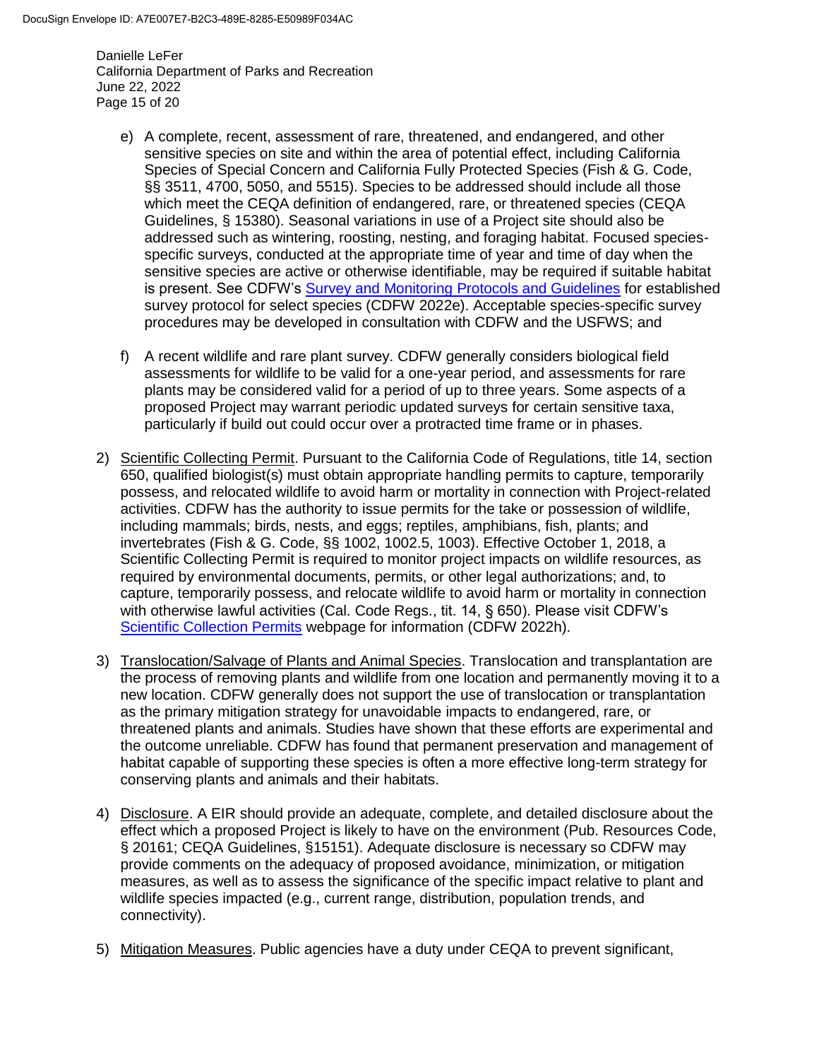e) A complete, recent, assessment of rare, threatened, and endangered, and other sensitive species on site and within the area of potential effect, including California Species of Special Concern and California Fully Protected Species (Fish & G. Code, §§ 3511, 4700, 5050, and 5515). Species to be addressed should include all those which meet the CEQA definition of endangered, rare, or threatened species (CEQA Guidelines, § 15380). Seasonal variations in use of a Project site should also be addressed such as wintering, roosting, nesting, and foraging habitat. Focused species-specific surveys, conducted at the appropriate time of year and time of day when the sensitive species are active or otherwise identifiable, may be required if suitable habitat is present. See CDFW's [Survey and Monitoring Protocols and Guidelines] for established survey protocol for select species (CDFW 2022e). Acceptable species-specific survey procedures may be developed in consultation with CDFW and the USFWS; and

f) A recent wildlife and rare plant survey. CDFW generally considers biological field assessments for wildlife to be valid for a one-year period, and assessments for rare plants may be considered valid for a period of up to three years. Some aspects of a proposed Project may warrant periodic updated surveys for certain sensitive taxa, particularly if build out could occur over a protracted time frame or in phases.

2) Scientific Collecting Permit. Pursuant to the California Code of Regulations, title 14, section 650, qualified biologist(s) must obtain appropriate handling permits to capture, temporarily possess, and relocated wildlife to avoid harm or mortality in connection with Project-related activities. CDFW has the authority to issue permits for the take or possession of wildlife, including mammals; birds, nests, and eggs; reptiles, amphibians, fish, plants; and invertebrates (Fish & G. Code, §§ 1002, 1002.5, 1003). Effective October 1, 2018, a Scientific Collecting Permit is required to monitor project impacts on wildlife resources, as required by environmental documents, permits, or other legal authorizations; and, to capture, temporarily possess, and relocate wildlife to avoid harm or mortality in connection with otherwise lawful activities (Cal. Code Regs., tit. 14, § 650). Please visit CDFW's [Scientific Collection Permits] webpage for information (CDFW 2022h).

3) Translocation/Salvage of Plants and Animal Species. Translocation and transplantation are the process of removing plants and wildlife from one location and permanently moving it to a new location. CDFW generally does not support the use of translocation or transplantation as the primary mitigation strategy for unavoidable impacts to endangered, rare, or threatened plants and animals. Studies have shown that these efforts are experimental and the outcome unreliable. CDFW has found that permanent preservation and management of habitat capable of supporting these species is often a more effective long-term strategy for conserving plants and animals and their habitats.

4) Disclosure. A EIR should provide an adequate, complete, and detailed disclosure about the effect which a proposed Project is likely to have on the environment (Pub. Resources Code, § 20161; CEQA Guidelines, §15151). Adequate disclosure is necessary so CDFW may provide comments on the adequacy of proposed avoidance, minimization, or mitigation measures, as well as to assess the significance of the specific impact relative to plant and wildlife species impacted (e.g., current range, distribution, population trends, and connectivity).

5) Mitigation Measures. Public agencies have a duty under CEQA to prevent significant,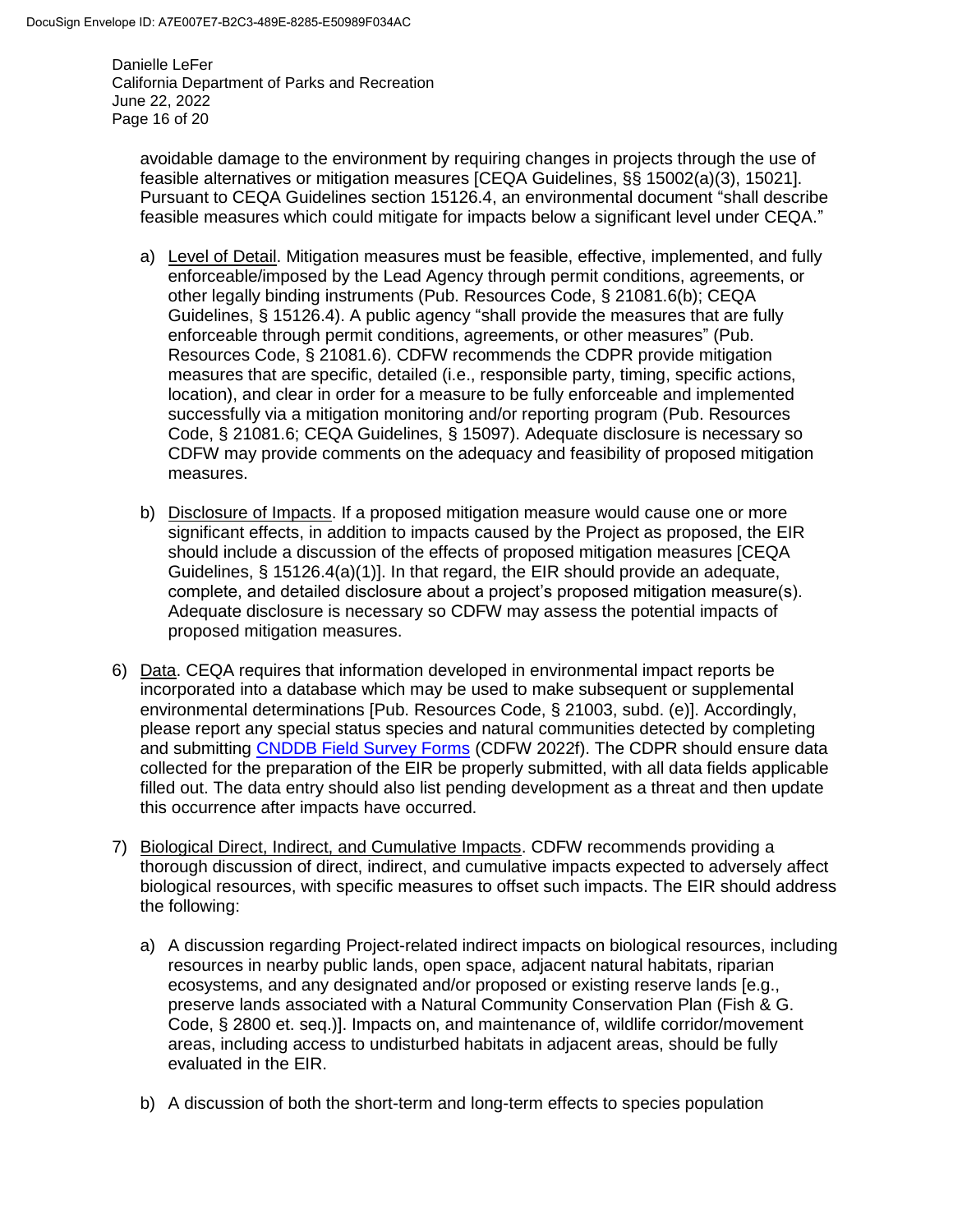avoidable damage to the environment by requiring changes in projects through the use of feasible alternatives or mitigation measures [CEQA Guidelines, §§ 15002(a)(3), 15021]. Pursuant to CEQA Guidelines section 15126.4, an environmental document "shall describe feasible measures which could mitigate for impacts below a significant level under CEQA."

   a) Level of Detail. Mitigation measures must be feasible, effective, implemented, and fully enforceable/imposed by the Lead Agency through permit conditions, agreements, or other legally binding instruments (Pub. Resources Code, § 21081.6(b); CEQA Guidelines, § 15126.4). A public agency "shall provide the measures that are fully enforceable through permit conditions, agreements, or other measures" (Pub. Resources Code, § 21081.6). CDFW recommends the CDPR provide mitigation measures that are specific, detailed (i.e., responsible party, timing, specific actions, location), and clear in order for a measure to be fully enforceable and implemented successfully via a mitigation monitoring and/or reporting program (Pub. Resources Code, § 21081.6; CEQA Guidelines, § 15097). Adequate disclosure is necessary so CDFW may provide comments on the adequacy and feasibility of proposed mitigation measures.

   b) Disclosure of Impacts. If a proposed mitigation measure would cause one or more significant effects, in addition to impacts caused by the Project as proposed, the EIR should include a discussion of the effects of proposed mitigation measures [CEQA Guidelines, § 15126.4(a)(1)]. In that regard, the EIR should provide an adequate, complete, and detailed disclosure about a project's proposed mitigation measure(s). Adequate disclosure is necessary so CDFW may assess the potential impacts of proposed mitigation measures.

6) Data. CEQA requires that information developed in environmental impact reports be incorporated into a database which may be used to make subsequent or supplemental environmental determinations [Pub. Resources Code, § 21003, subd. (e)]. Accordingly, please report any special status species and natural communities detected by completing and submitting CNDDB Field Survey Forms (CDFW 2022f). The CDPR should ensure data collected for the preparation of the EIR be properly submitted, with all data fields applicable filled out. The data entry should also list pending development as a threat and then update this occurrence after impacts have occurred.

7) Biological Direct, Indirect, and Cumulative Impacts. CDFW recommends providing a thorough discussion of direct, indirect, and cumulative impacts expected to adversely affect biological resources, with specific measures to offset such impacts. The EIR should address the following:

   a) A discussion regarding Project-related indirect impacts on biological resources, including resources in nearby public lands, open space, adjacent natural habitats, riparian ecosystems, and any designated and/or proposed or existing reserve lands [e.g., preserve lands associated with a Natural Community Conservation Plan (Fish & G. Code, § 2800 et. seq.)]. Impacts on, and maintenance of, wildlife corridor/movement areas, including access to undisturbed habitats in adjacent areas, should be fully evaluated in the EIR.

   b) A discussion of both the short-term and long-term effects to species population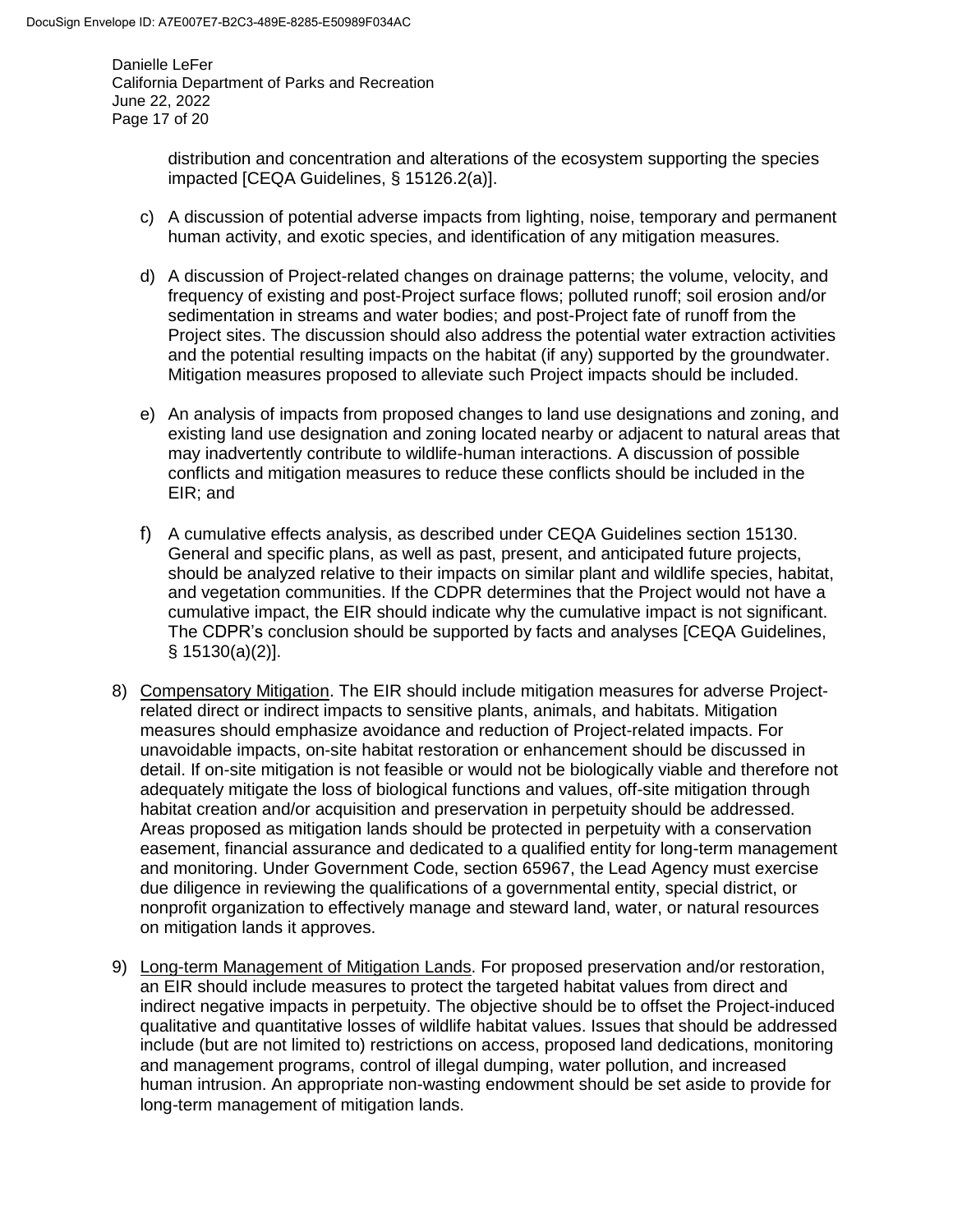distribution and concentration and alterations of the ecosystem supporting the species impacted [CEQA Guidelines, § 15126.2(a)].

c) A discussion of potential adverse impacts from lighting, noise, temporary and permanent human activity, and exotic species, and identification of any mitigation measures.

d) A discussion of Project-related changes on drainage patterns; the volume, velocity, and frequency of existing and post-Project surface flows; polluted runoff; soil erosion and/or sedimentation in streams and water bodies; and post-Project fate of runoff from the Project sites. The discussion should also address the potential water extraction activities and the potential resulting impacts on the habitat (if any) supported by the groundwater. Mitigation measures proposed to alleviate such Project impacts should be included.

e) An analysis of impacts from proposed changes to land use designations and zoning, and existing land use designation and zoning located nearby or adjacent to natural areas that may inadvertently contribute to wildlife-human interactions. A discussion of possible conflicts and mitigation measures to reduce these conflicts should be included in the EIR; and

f) A cumulative effects analysis, as described under CEQA Guidelines section 15130. General and specific plans, as well as past, present, and anticipated future projects, should be analyzed relative to their impacts on similar plant and wildlife species, habitat, and vegetation communities. If the CDPR determines that the Project would not have a cumulative impact, the EIR should indicate why the cumulative impact is not significant. The CDPR's conclusion should be supported by facts and analyses [CEQA Guidelines, § 15130(a)(2)].

8) Compensatory Mitigation. The EIR should include mitigation measures for adverse Project-related direct or indirect impacts to sensitive plants, animals, and habitats. Mitigation measures should emphasize avoidance and reduction of Project-related impacts. For unavoidable impacts, on-site habitat restoration or enhancement should be discussed in detail. If on-site mitigation is not feasible or would not be biologically viable and therefore not adequately mitigate the loss of biological functions and values, off-site mitigation through habitat creation and/or acquisition and preservation in perpetuity should be addressed. Areas proposed as mitigation lands should be protected in perpetuity with a conservation easement, financial assurance and dedicated to a qualified entity for long-term management and monitoring. Under Government Code, section 65967, the Lead Agency must exercise due diligence in reviewing the qualifications of a governmental entity, special district, or nonprofit organization to effectively manage and steward land, water, or natural resources on mitigation lands it approves.

9) Long-term Management of Mitigation Lands. For proposed preservation and/or restoration, an EIR should include measures to protect the targeted habitat values from direct and indirect negative impacts in perpetuity. The objective should be to offset the Project-induced qualitative and quantitative losses of wildlife habitat values. Issues that should be addressed include (but are not limited to) restrictions on access, proposed land dedications, monitoring and management programs, control of illegal dumping, water pollution, and increased human intrusion. An appropriate non-wasting endowment should be set aside to provide for long-term management of mitigation lands.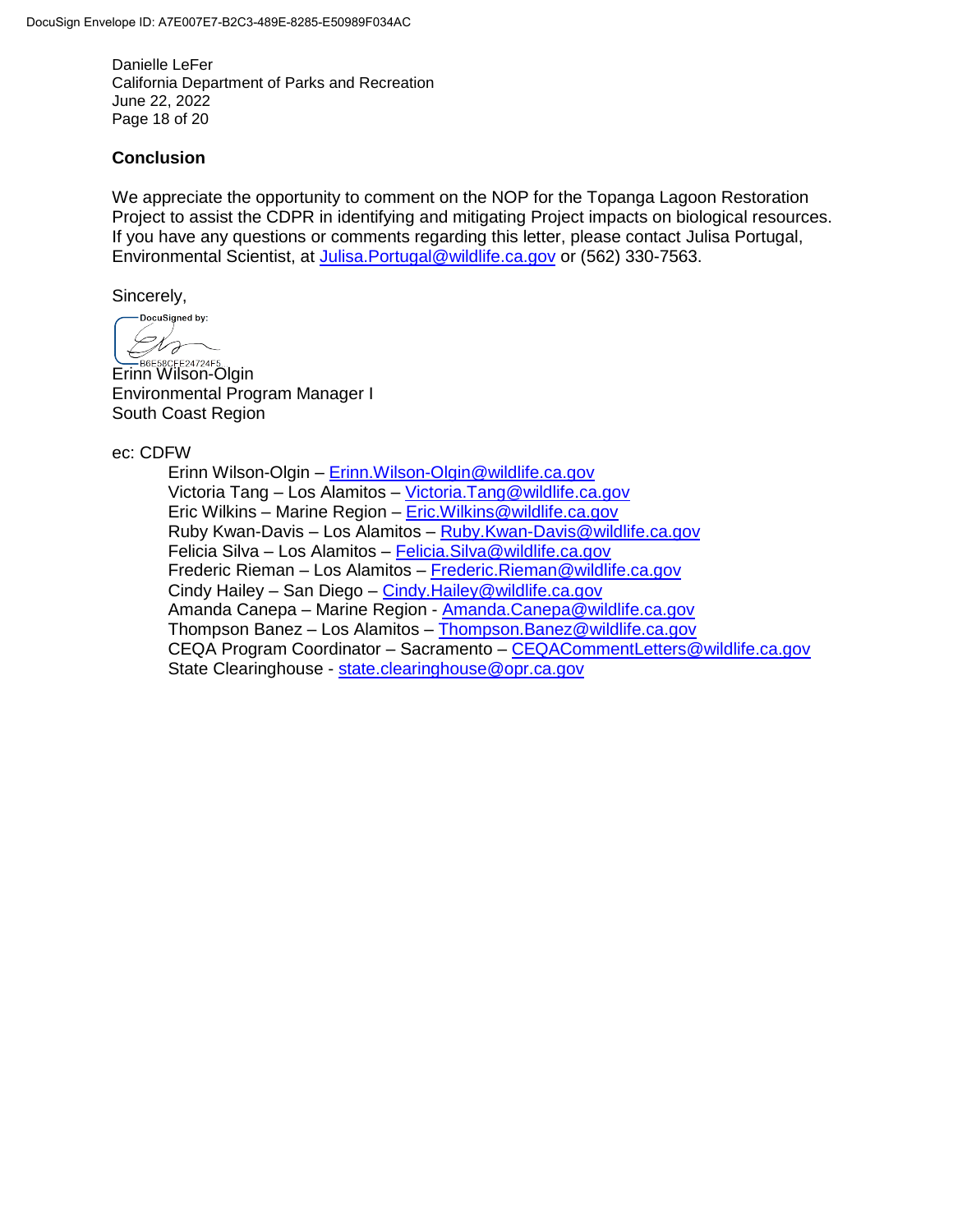Danielle LeFer
California Department of Parks and Recreation
June 22, 2022

## Conclusion

We appreciate the opportunity to comment on the NOP for the Topanga Lagoon Restoration Project to assist the CDPR in identifying and mitigating Project impacts on biological resources. If you have any questions or comments regarding this letter, please contact Julisa Portugal, Environmental Scientist, at Julisa.Portugal@wildlife.ca.gov or (562) 330-7563.

Sincerely,

DocuSigned by:
B6E58CFE24724F5

Erinn Wilson-Olgin
Environmental Program Manager I
South Coast Region

ec: CDFW

Erinn Wilson-Olgin – Erinn.Wilson-Olgin@wildlife.ca.gov
Victoria Tang – Los Alamitos – Victoria.Tang@wildlife.ca.gov
Eric Wilkins – Marine Region – Eric.Wilkins@wildlife.ca.gov
Ruby Kwan-Davis – Los Alamitos – Ruby.Kwan-Davis@wildlife.ca.gov
Felicia Silva – Los Alamitos – Felicia.Silva@wildlife.ca.gov
Frederic Rieman – Los Alamitos – Frederic.Rieman@wildlife.ca.gov
Cindy Hailey – San Diego – Cindy.Hailey@wildlife.ca.gov
Amanda Canepa – Marine Region - Amanda.Canepa@wildlife.ca.gov
Thompson Banez – Los Alamitos – Thompson.Banez@wildlife.ca.gov
CEQA Program Coordinator – Sacramento – CEQACommentLetters@wildlife.ca.gov
State Clearinghouse - state.clearinghouse@opr.ca.gov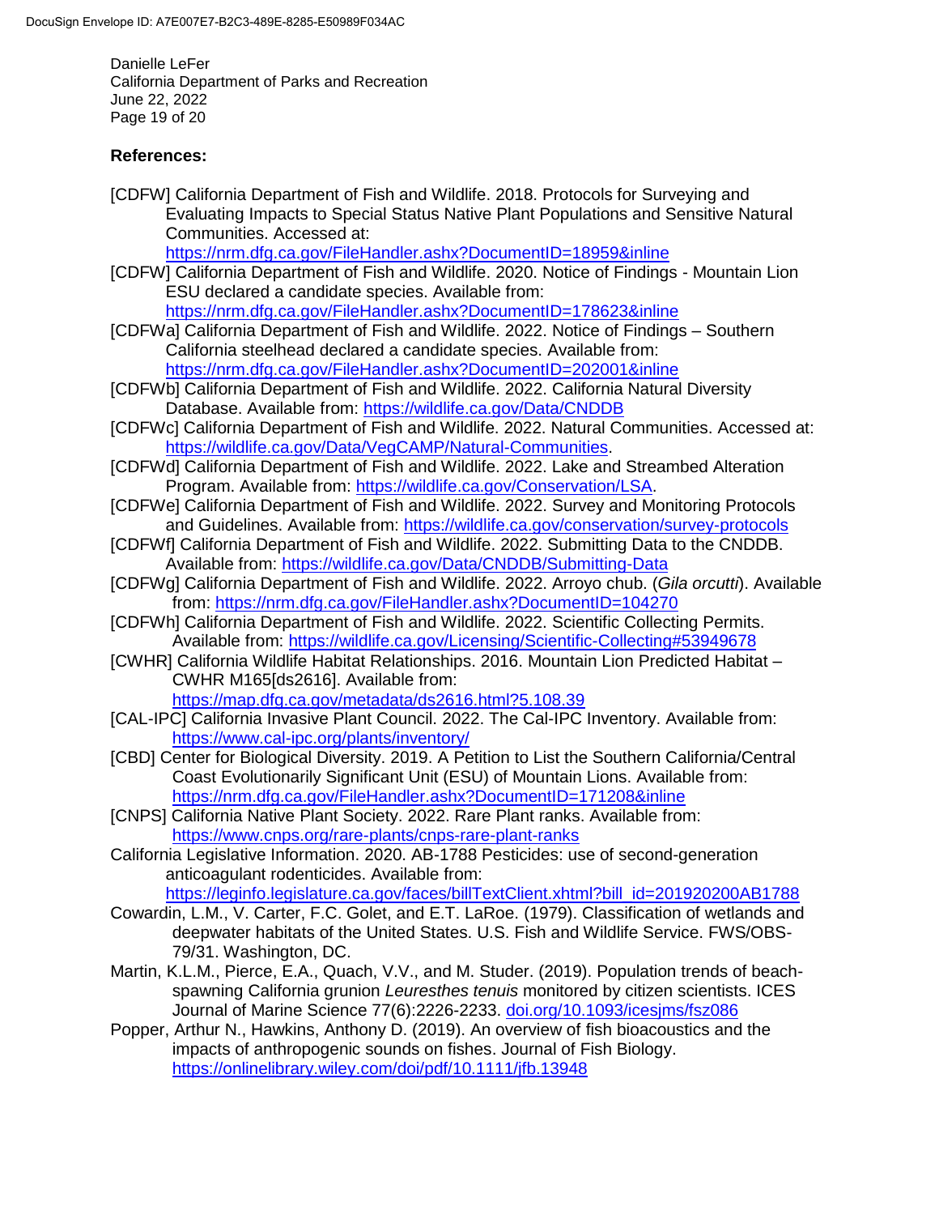**References:**

[CDFW] California Department of Fish and Wildlife. 2018. Protocols for Surveying and Evaluating Impacts to Special Status Native Plant Populations and Sensitive Natural Communities. Accessed at: https://nrm.dfg.ca.gov/FileHandler.ashx?DocumentID=18959&inline

[CDFW] California Department of Fish and Wildlife. 2020. Notice of Findings - Mountain Lion ESU declared a candidate species. Available from: https://nrm.dfg.ca.gov/FileHandler.ashx?DocumentID=178623&inline

[CDFWa] California Department of Fish and Wildlife. 2022. Notice of Findings – Southern California steelhead declared a candidate species. Available from: https://nrm.dfg.ca.gov/FileHandler.ashx?DocumentID=202001&inline

[CDFWb] California Department of Fish and Wildlife. 2022. California Natural Diversity Database. Available from: https://wildlife.ca.gov/Data/CNDDB

[CDFWc] California Department of Fish and Wildlife. 2022. Natural Communities. Accessed at: https://wildlife.ca.gov/Data/VegCAMP/Natural-Communities.

[CDFWd] California Department of Fish and Wildlife. 2022. Lake and Streambed Alteration Program. Available from: https://wildlife.ca.gov/Conservation/LSA.

[CDFWe] California Department of Fish and Wildlife. 2022. Survey and Monitoring Protocols and Guidelines. Available from: https://wildlife.ca.gov/conservation/survey-protocols

[CDFWf] California Department of Fish and Wildlife. 2022. Submitting Data to the CNDDB. Available from: https://wildlife.ca.gov/Data/CNDDB/Submitting-Data

[CDFWg] California Department of Fish and Wildlife. 2022. Arroyo chub. (*Gila orcutti*). Available from: https://nrm.dfg.ca.gov/FileHandler.ashx?DocumentID=104270

[CDFWh] California Department of Fish and Wildlife. 2022. Scientific Collecting Permits. Available from: https://wildlife.ca.gov/Licensing/Scientific-Collecting#53949678

[CWHR] California Wildlife Habitat Relationships. 2016. Mountain Lion Predicted Habitat – CWHR M165[ds2616]. Available from: https://map.dfg.ca.gov/metadata/ds2616.html?5.108.39

[CAL-IPC] California Invasive Plant Council. 2022. The Cal-IPC Inventory. Available from: https://www.cal-ipc.org/plants/inventory/

[CBD] Center for Biological Diversity. 2019. A Petition to List the Southern California/Central Coast Evolutionarily Significant Unit (ESU) of Mountain Lions. Available from: https://nrm.dfg.ca.gov/FileHandler.ashx?DocumentID=171208&inline

[CNPS] California Native Plant Society. 2022. Rare Plant ranks. Available from: https://www.cnps.org/rare-plants/cnps-rare-plant-ranks

California Legislative Information. 2020. AB-1788 Pesticides: use of second-generation anticoagulant rodenticides. Available from: https://leginfo.legislature.ca.gov/faces/billTextClient.xhtml?bill_id=201920200AB1788

Cowardin, L.M., V. Carter, F.C. Golet, and E.T. LaRoe. (1979). Classification of wetlands and deepwater habitats of the United States. U.S. Fish and Wildlife Service. FWS/OBS-79/31. Washington, DC.

Martin, K.L.M., Pierce, E.A., Quach, V.V., and M. Studer. (2019). Population trends of beach-spawning California grunion *Leuresthes tenuis* monitored by citizen scientists. ICES Journal of Marine Science 77(6):2226-2233. doi.org/10.1093/icesjms/fsz086

Popper, Arthur N., Hawkins, Anthony D. (2019). An overview of fish bioacoustics and the impacts of anthropogenic sounds on fishes. Journal of Fish Biology. https://onlinelibrary.wiley.com/doi/pdf/10.1111/jfb.13948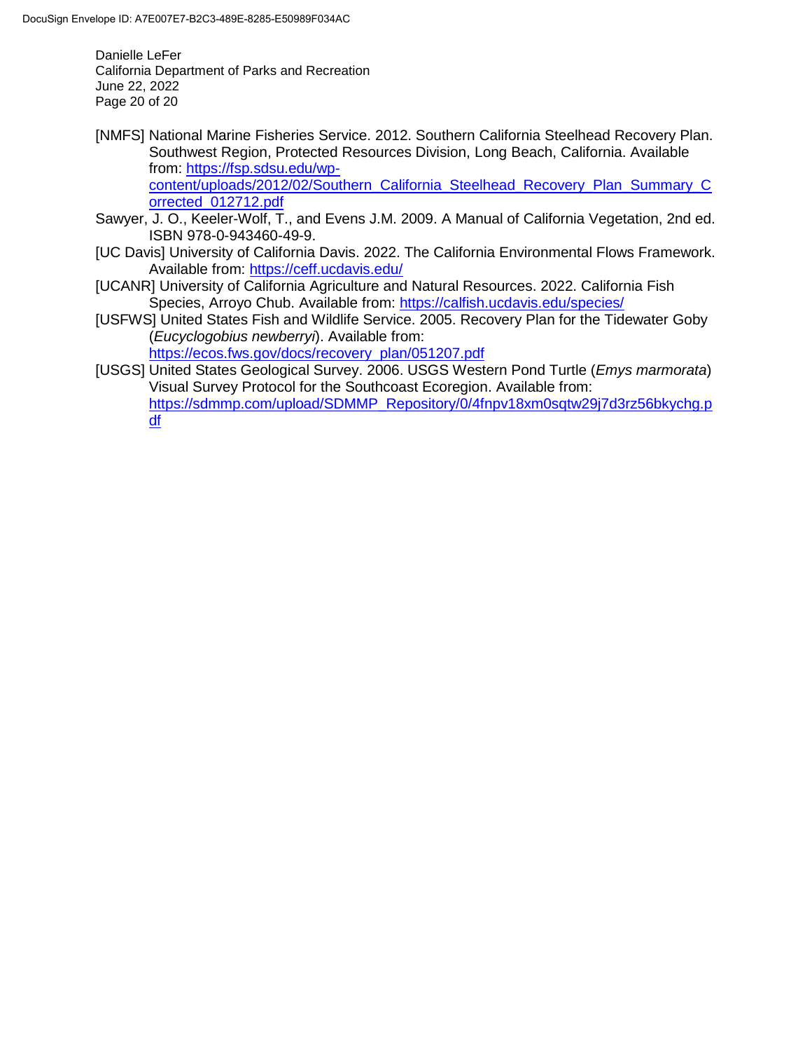[NMFS] National Marine Fisheries Service. 2012. Southern California Steelhead Recovery Plan. Southwest Region, Protected Resources Division, Long Beach, California. Available from: https://fsp.sdsu.edu/wp-content/uploads/2012/02/Southern_California_Steelhead_Recovery_Plan_Summary_Corrected_012712.pdf

Sawyer, J. O., Keeler-Wolf, T., and Evens J.M. 2009. A Manual of California Vegetation, 2nd ed. ISBN 978-0-943460-49-9.

[UC Davis] University of California Davis. 2022. The California Environmental Flows Framework. Available from: https://ceff.ucdavis.edu/

[UCANR] University of California Agriculture and Natural Resources. 2022. California Fish Species, Arroyo Chub. Available from: https://calfish.ucdavis.edu/species/

[USFWS] United States Fish and Wildlife Service. 2005. Recovery Plan for the Tidewater Goby (*Eucyclogobius newberryi*). Available from: https://ecos.fws.gov/docs/recovery_plan/051207.pdf

[USGS] United States Geological Survey. 2006. USGS Western Pond Turtle (*Emys marmorata*) Visual Survey Protocol for the Southcoast Ecoregion. Available from: https://sdmmp.com/upload/SDMMP_Repository/0/4fnpv18xm0sqtw29j7d3rz56bkychg.pdf